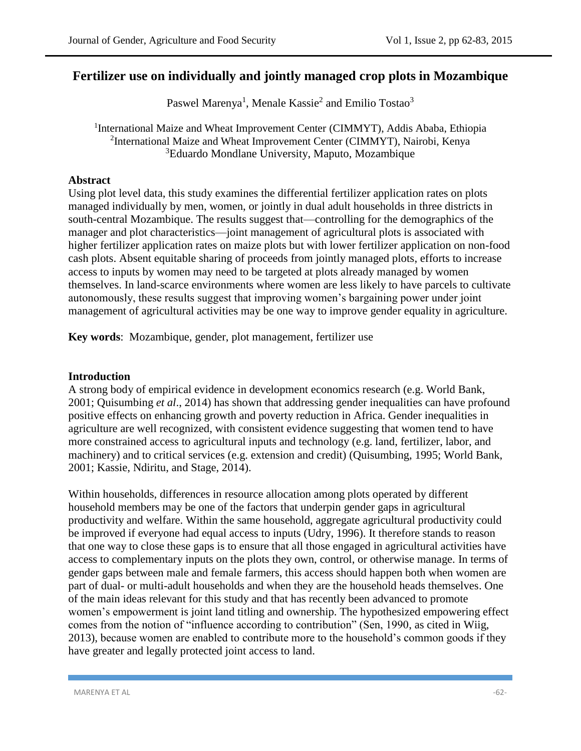# Fertilizer use on individually and jointly managed crop plots in Mozambique

Paswel Marenya[1], Menale Kassie[2] and Emilio Tostao[3]

[1]International Maize and Wheat Improvement Center (CIMMYT), Addis Ababa, Ethiopia
[2]International Maize and Wheat Improvement Center (CIMMYT), Nairobi, Kenya
[3]Eduardo Mondlane University, Maputo, Mozambique

## Abstract

Using plot level data, this study examines the differential fertilizer application rates on plots managed individually by men, women, or jointly in dual adult households in three districts in south-central Mozambique. The results suggest that—controlling for the demographics of the manager and plot characteristics—joint management of agricultural plots is associated with higher fertilizer application rates on maize plots but with lower fertilizer application on non-food cash plots. Absent equitable sharing of proceeds from jointly managed plots, efforts to increase access to inputs by women may need to be targeted at plots already managed by women themselves. In land-scarce environments where women are less likely to have parcels to cultivate autonomously, these results suggest that improving women's bargaining power under joint management of agricultural activities may be one way to improve gender equality in agriculture.

**Key words**: Mozambique, gender, plot management, fertilizer use

## Introduction

A strong body of empirical evidence in development economics research (e.g. World Bank, 2001; Quisumbing *et al*., 2014) has shown that addressing gender inequalities can have profound positive effects on enhancing growth and poverty reduction in Africa. Gender inequalities in agriculture are well recognized, with consistent evidence suggesting that women tend to have more constrained access to agricultural inputs and technology (e.g. land, fertilizer, labor, and machinery) and to critical services (e.g. extension and credit) (Quisumbing, 1995; World Bank, 2001; Kassie, Ndiritu, and Stage, 2014).

Within households, differences in resource allocation among plots operated by different household members may be one of the factors that underpin gender gaps in agricultural productivity and welfare. Within the same household, aggregate agricultural productivity could be improved if everyone had equal access to inputs (Udry, 1996). It therefore stands to reason that one way to close these gaps is to ensure that all those engaged in agricultural activities have access to complementary inputs on the plots they own, control, or otherwise manage. In terms of gender gaps between male and female farmers, this access should happen both when women are part of dual- or multi-adult households and when they are the household heads themselves. One of the main ideas relevant for this study and that has recently been advanced to promote women's empowerment is joint land titling and ownership. The hypothesized empowering effect comes from the notion of "influence according to contribution" (Sen, 1990, as cited in Wiig, 2013), because women are enabled to contribute more to the household's common goods if they have greater and legally protected joint access to land.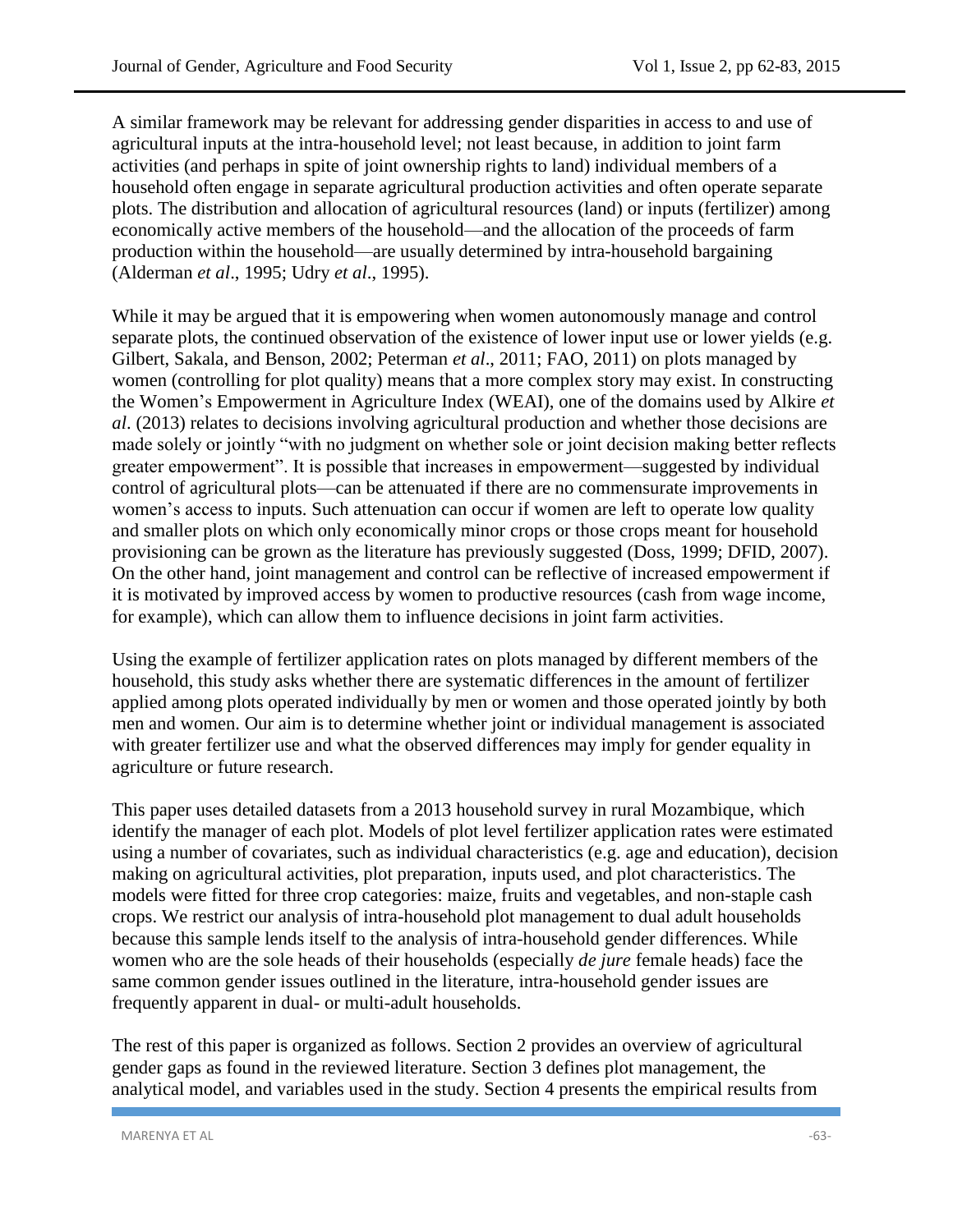A similar framework may be relevant for addressing gender disparities in access to and use of agricultural inputs at the intra-household level; not least because, in addition to joint farm activities (and perhaps in spite of joint ownership rights to land) individual members of a household often engage in separate agricultural production activities and often operate separate plots. The distribution and allocation of agricultural resources (land) or inputs (fertilizer) among economically active members of the household—and the allocation of the proceeds of farm production within the household—are usually determined by intra-household bargaining (Alderman *et al*., 1995; Udry *et al*., 1995).

While it may be argued that it is empowering when women autonomously manage and control separate plots, the continued observation of the existence of lower input use or lower yields (e.g. Gilbert, Sakala, and Benson, 2002; Peterman *et al*., 2011; FAO, 2011) on plots managed by women (controlling for plot quality) means that a more complex story may exist. In constructing the Women's Empowerment in Agriculture Index (WEAI), one of the domains used by Alkire *et al*. (2013) relates to decisions involving agricultural production and whether those decisions are made solely or jointly "with no judgment on whether sole or joint decision making better reflects greater empowerment". It is possible that increases in empowerment—suggested by individual control of agricultural plots—can be attenuated if there are no commensurate improvements in women's access to inputs. Such attenuation can occur if women are left to operate low quality and smaller plots on which only economically minor crops or those crops meant for household provisioning can be grown as the literature has previously suggested (Doss, 1999; DFID, 2007). On the other hand, joint management and control can be reflective of increased empowerment if it is motivated by improved access by women to productive resources (cash from wage income, for example), which can allow them to influence decisions in joint farm activities.

Using the example of fertilizer application rates on plots managed by different members of the household, this study asks whether there are systematic differences in the amount of fertilizer applied among plots operated individually by men or women and those operated jointly by both men and women. Our aim is to determine whether joint or individual management is associated with greater fertilizer use and what the observed differences may imply for gender equality in agriculture or future research.

This paper uses detailed datasets from a 2013 household survey in rural Mozambique, which identify the manager of each plot. Models of plot level fertilizer application rates were estimated using a number of covariates, such as individual characteristics (e.g. age and education), decision making on agricultural activities, plot preparation, inputs used, and plot characteristics. The models were fitted for three crop categories: maize, fruits and vegetables, and non-staple cash crops. We restrict our analysis of intra-household plot management to dual adult households because this sample lends itself to the analysis of intra-household gender differences. While women who are the sole heads of their households (especially *de jure* female heads) face the same common gender issues outlined in the literature, intra-household gender issues are frequently apparent in dual- or multi-adult households.

The rest of this paper is organized as follows. Section 2 provides an overview of agricultural gender gaps as found in the reviewed literature. Section 3 defines plot management, the analytical model, and variables used in the study. Section 4 presents the empirical results from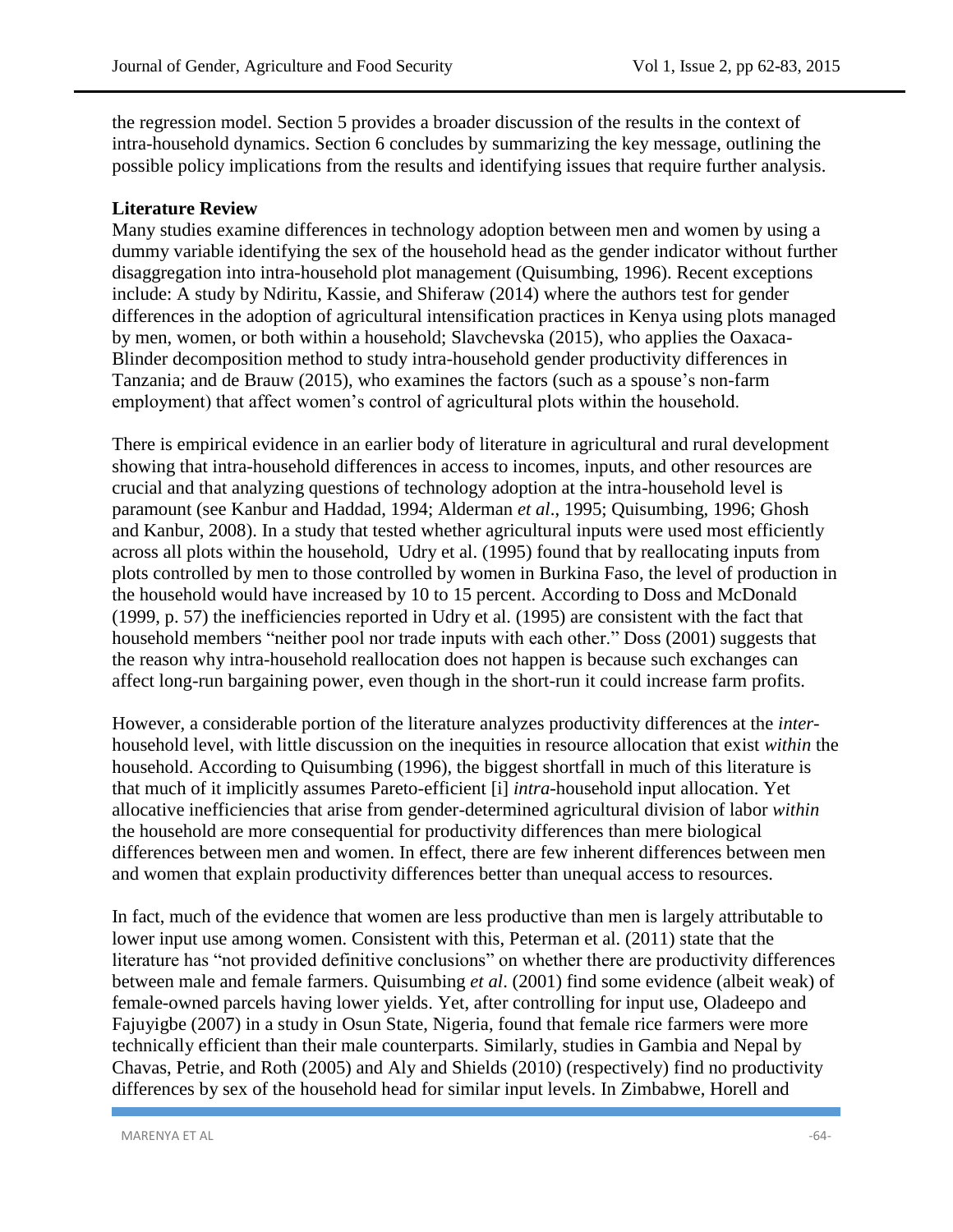the regression model. Section 5 provides a broader discussion of the results in the context of intra-household dynamics. Section 6 concludes by summarizing the key message, outlining the possible policy implications from the results and identifying issues that require further analysis.

## Literature Review

Many studies examine differences in technology adoption between men and women by using a dummy variable identifying the sex of the household head as the gender indicator without further disaggregation into intra-household plot management (Quisumbing, 1996). Recent exceptions include: A study by Ndiritu, Kassie, and Shiferaw (2014) where the authors test for gender differences in the adoption of agricultural intensification practices in Kenya using plots managed by men, women, or both within a household; Slavchevska (2015), who applies the Oaxaca-Blinder decomposition method to study intra-household gender productivity differences in Tanzania; and de Brauw (2015), who examines the factors (such as a spouse's non-farm employment) that affect women's control of agricultural plots within the household.

There is empirical evidence in an earlier body of literature in agricultural and rural development showing that intra-household differences in access to incomes, inputs, and other resources are crucial and that analyzing questions of technology adoption at the intra-household level is paramount (see Kanbur and Haddad, 1994; Alderman *et al*., 1995; Quisumbing, 1996; Ghosh and Kanbur, 2008). In a study that tested whether agricultural inputs were used most efficiently across all plots within the household, Udry et al. (1995) found that by reallocating inputs from plots controlled by men to those controlled by women in Burkina Faso, the level of production in the household would have increased by 10 to 15 percent. According to Doss and McDonald (1999, p. 57) the inefficiencies reported in Udry et al. (1995) are consistent with the fact that household members "neither pool nor trade inputs with each other." Doss (2001) suggests that the reason why intra-household reallocation does not happen is because such exchanges can affect long-run bargaining power, even though in the short-run it could increase farm profits.

However, a considerable portion of the literature analyzes productivity differences at the *inter*-household level, with little discussion on the inequities in resource allocation that exist *within* the household. According to Quisumbing (1996), the biggest shortfall in much of this literature is that much of it implicitly assumes Pareto-efficient [i] *intra*-household input allocation. Yet allocative inefficiencies that arise from gender-determined agricultural division of labor *within* the household are more consequential for productivity differences than mere biological differences between men and women. In effect, there are few inherent differences between men and women that explain productivity differences better than unequal access to resources.

In fact, much of the evidence that women are less productive than men is largely attributable to lower input use among women. Consistent with this, Peterman et al. (2011) state that the literature has "not provided definitive conclusions" on whether there are productivity differences between male and female farmers. Quisumbing *et al*. (2001) find some evidence (albeit weak) of female-owned parcels having lower yields. Yet, after controlling for input use, Oladeepo and Fajuyigbe (2007) in a study in Osun State, Nigeria, found that female rice farmers were more technically efficient than their male counterparts. Similarly, studies in Gambia and Nepal by Chavas, Petrie, and Roth (2005) and Aly and Shields (2010) (respectively) find no productivity differences by sex of the household head for similar input levels. In Zimbabwe, Horell and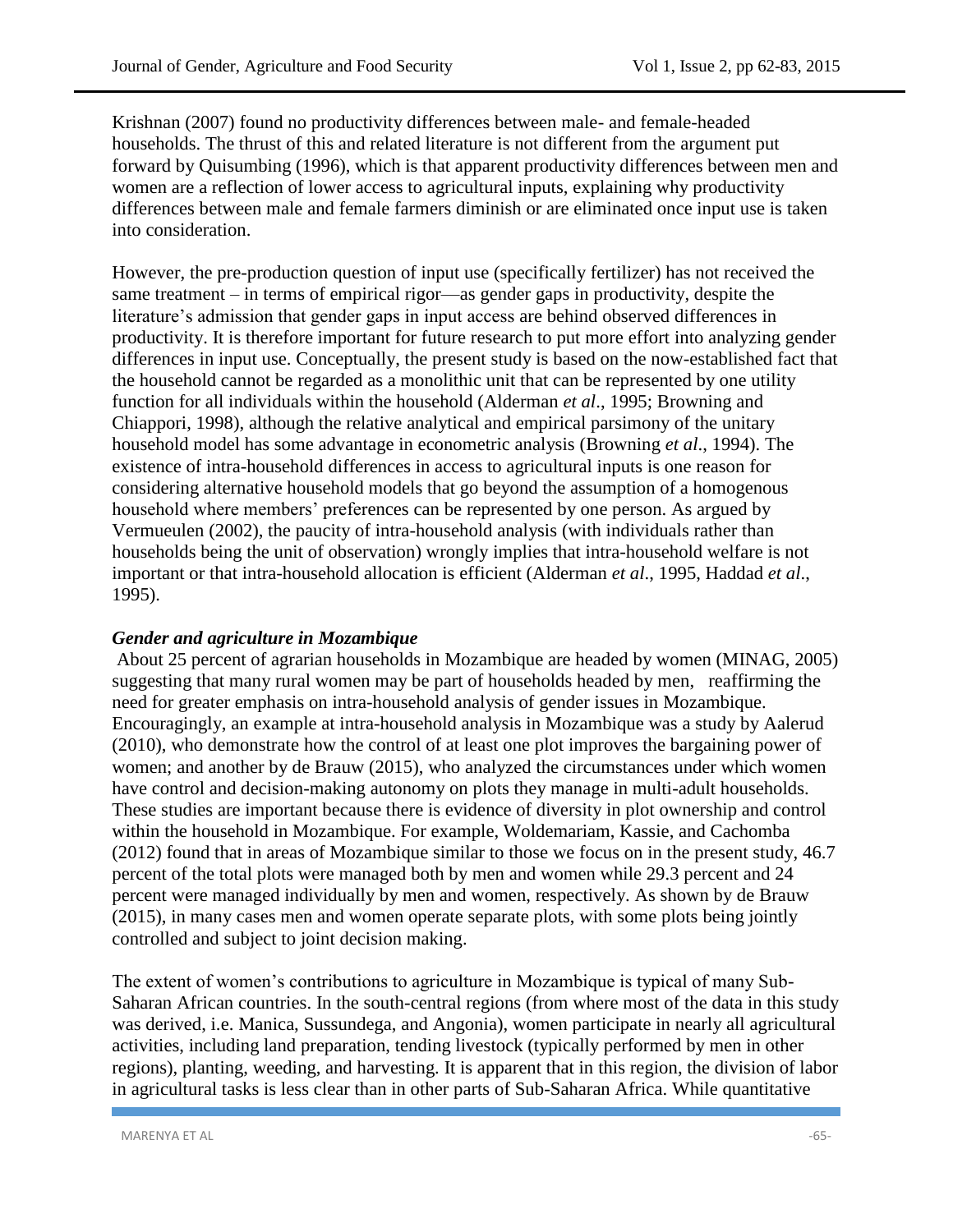Krishnan (2007) found no productivity differences between male- and female-headed households. The thrust of this and related literature is not different from the argument put forward by Quisumbing (1996), which is that apparent productivity differences between men and women are a reflection of lower access to agricultural inputs, explaining why productivity differences between male and female farmers diminish or are eliminated once input use is taken into consideration.

However, the pre-production question of input use (specifically fertilizer) has not received the same treatment – in terms of empirical rigor—as gender gaps in productivity, despite the literature's admission that gender gaps in input access are behind observed differences in productivity. It is therefore important for future research to put more effort into analyzing gender differences in input use. Conceptually, the present study is based on the now-established fact that the household cannot be regarded as a monolithic unit that can be represented by one utility function for all individuals within the household (Alderman *et al*., 1995; Browning and Chiappori, 1998), although the relative analytical and empirical parsimony of the unitary household model has some advantage in econometric analysis (Browning *et al*., 1994). The existence of intra-household differences in access to agricultural inputs is one reason for considering alternative household models that go beyond the assumption of a homogenous household where members' preferences can be represented by one person. As argued by Vermueulen (2002), the paucity of intra-household analysis (with individuals rather than households being the unit of observation) wrongly implies that intra-household welfare is not important or that intra-household allocation is efficient (Alderman *et al*., 1995, Haddad *et al*., 1995).

### *Gender and agriculture in Mozambique*

About 25 percent of agrarian households in Mozambique are headed by women (MINAG, 2005) suggesting that many rural women may be part of households headed by men, reaffirming the need for greater emphasis on intra-household analysis of gender issues in Mozambique. Encouragingly, an example at intra-household analysis in Mozambique was a study by Aalerud (2010), who demonstrate how the control of at least one plot improves the bargaining power of women; and another by de Brauw (2015), who analyzed the circumstances under which women have control and decision-making autonomy on plots they manage in multi-adult households. These studies are important because there is evidence of diversity in plot ownership and control within the household in Mozambique. For example, Woldemariam, Kassie, and Cachomba (2012) found that in areas of Mozambique similar to those we focus on in the present study, 46.7 percent of the total plots were managed both by men and women while 29.3 percent and 24 percent were managed individually by men and women, respectively. As shown by de Brauw (2015), in many cases men and women operate separate plots, with some plots being jointly controlled and subject to joint decision making.

The extent of women's contributions to agriculture in Mozambique is typical of many Sub-Saharan African countries. In the south-central regions (from where most of the data in this study was derived, i.e. Manica, Sussundega, and Angonia), women participate in nearly all agricultural activities, including land preparation, tending livestock (typically performed by men in other regions), planting, weeding, and harvesting. It is apparent that in this region, the division of labor in agricultural tasks is less clear than in other parts of Sub-Saharan Africa. While quantitative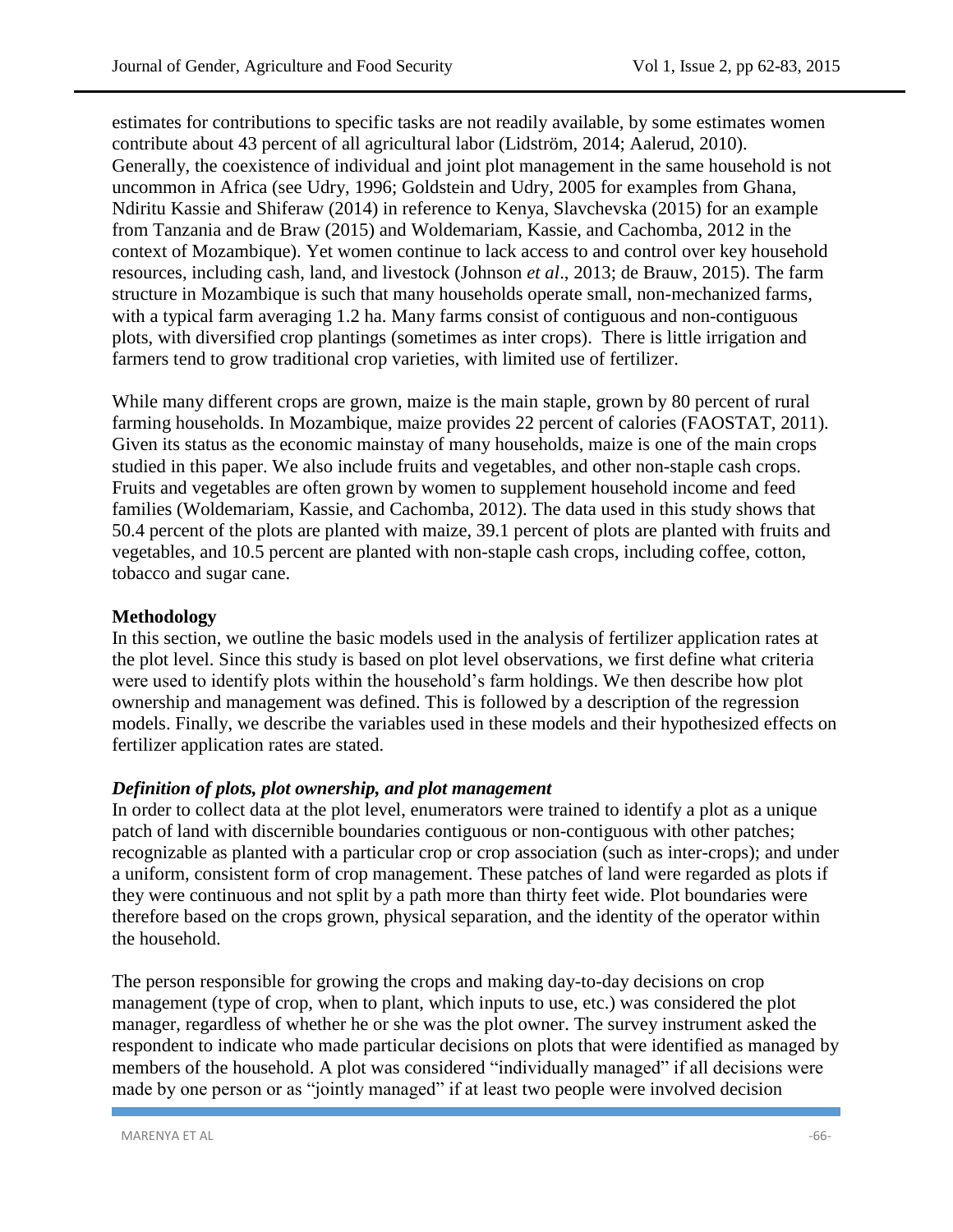estimates for contributions to specific tasks are not readily available, by some estimates women contribute about 43 percent of all agricultural labor (Lidström, 2014; Aalerud, 2010). Generally, the coexistence of individual and joint plot management in the same household is not uncommon in Africa (see Udry, 1996; Goldstein and Udry, 2005 for examples from Ghana, Ndiritu Kassie and Shiferaw (2014) in reference to Kenya, Slavchevska (2015) for an example from Tanzania and de Braw (2015) and Woldemariam, Kassie, and Cachomba, 2012 in the context of Mozambique). Yet women continue to lack access to and control over key household resources, including cash, land, and livestock (Johnson *et al*., 2013; de Brauw, 2015). The farm structure in Mozambique is such that many households operate small, non-mechanized farms, with a typical farm averaging 1.2 ha. Many farms consist of contiguous and non-contiguous plots, with diversified crop plantings (sometimes as inter crops). There is little irrigation and farmers tend to grow traditional crop varieties, with limited use of fertilizer.

While many different crops are grown, maize is the main staple, grown by 80 percent of rural farming households. In Mozambique, maize provides 22 percent of calories (FAOSTAT, 2011). Given its status as the economic mainstay of many households, maize is one of the main crops studied in this paper. We also include fruits and vegetables, and other non-staple cash crops. Fruits and vegetables are often grown by women to supplement household income and feed families (Woldemariam, Kassie, and Cachomba, 2012). The data used in this study shows that 50.4 percent of the plots are planted with maize, 39.1 percent of plots are planted with fruits and vegetables, and 10.5 percent are planted with non-staple cash crops, including coffee, cotton, tobacco and sugar cane.

## Methodology

In this section, we outline the basic models used in the analysis of fertilizer application rates at the plot level. Since this study is based on plot level observations, we first define what criteria were used to identify plots within the household's farm holdings. We then describe how plot ownership and management was defined. This is followed by a description of the regression models. Finally, we describe the variables used in these models and their hypothesized effects on fertilizer application rates are stated.

### *Definition of plots, plot ownership, and plot management*

In order to collect data at the plot level, enumerators were trained to identify a plot as a unique patch of land with discernible boundaries contiguous or non-contiguous with other patches; recognizable as planted with a particular crop or crop association (such as inter-crops); and under a uniform, consistent form of crop management. These patches of land were regarded as plots if they were continuous and not split by a path more than thirty feet wide. Plot boundaries were therefore based on the crops grown, physical separation, and the identity of the operator within the household.

The person responsible for growing the crops and making day-to-day decisions on crop management (type of crop, when to plant, which inputs to use, etc.) was considered the plot manager, regardless of whether he or she was the plot owner. The survey instrument asked the respondent to indicate who made particular decisions on plots that were identified as managed by members of the household. A plot was considered "individually managed" if all decisions were made by one person or as "jointly managed" if at least two people were involved decision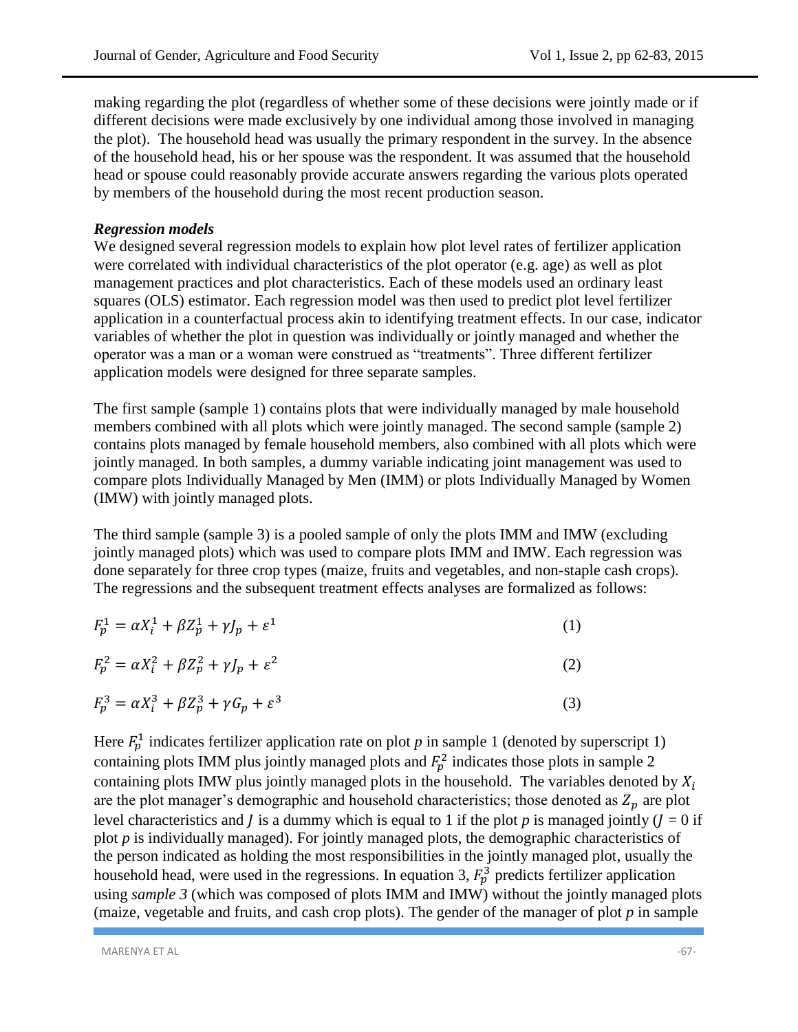making regarding the plot (regardless of whether some of these decisions were jointly made or if different decisions were made exclusively by one individual among those involved in managing the plot). The household head was usually the primary respondent in the survey. In the absence of the household head, his or her spouse was the respondent. It was assumed that the household head or spouse could reasonably provide accurate answers regarding the various plots operated by members of the household during the most recent production season.

***Regression models***

We designed several regression models to explain how plot level rates of fertilizer application were correlated with individual characteristics of the plot operator (e.g. age) as well as plot management practices and plot characteristics. Each of these models used an ordinary least squares (OLS) estimator. Each regression model was then used to predict plot level fertilizer application in a counterfactual process akin to identifying treatment effects. In our case, indicator variables of whether the plot in question was individually or jointly managed and whether the operator was a man or a woman were construed as "treatments". Three different fertilizer application models were designed for three separate samples.

The first sample (sample 1) contains plots that were individually managed by male household members combined with all plots which were jointly managed. The second sample (sample 2) contains plots managed by female household members, also combined with all plots which were jointly managed. In both samples, a dummy variable indicating joint management was used to compare plots Individually Managed by Men (IMM) or plots Individually Managed by Women (IMW) with jointly managed plots.

The third sample (sample 3) is a pooled sample of only the plots IMM and IMW (excluding jointly managed plots) which was used to compare plots IMM and IMW. Each regression was done separately for three crop types (maize, fruits and vegetables, and non-staple cash crops). The regressions and the subsequent treatment effects analyses are formalized as follows:

$$F_p^1 = \alpha X_i^1 + \beta Z_p^1 + \gamma J_p + \varepsilon^1 \qquad (1)$$

$$F_p^2 = \alpha X_i^2 + \beta Z_p^2 + \gamma J_p + \varepsilon^2 \qquad (2)$$

$$F_p^3 = \alpha X_i^3 + \beta Z_p^3 + \gamma G_p + \varepsilon^3 \qquad (3)$$

Here $F_p^1$ indicates fertilizer application rate on plot *p* in sample 1 (denoted by superscript 1) containing plots IMM plus jointly managed plots and $F_p^2$ indicates those plots in sample 2 containing plots IMW plus jointly managed plots in the household. The variables denoted by $X_i$ are the plot manager's demographic and household characteristics; those denoted as $Z_p$ are plot level characteristics and $J$ is a dummy which is equal to 1 if the plot *p* is managed jointly ($J$ = 0 if plot *p* is individually managed). For jointly managed plots, the demographic characteristics of the person indicated as holding the most responsibilities in the jointly managed plot, usually the household head, were used in the regressions. In equation 3, $F_p^3$ predicts fertilizer application using *sample 3* (which was composed of plots IMM and IMW) without the jointly managed plots (maize, vegetable and fruits, and cash crop plots). The gender of the manager of plot *p* in sample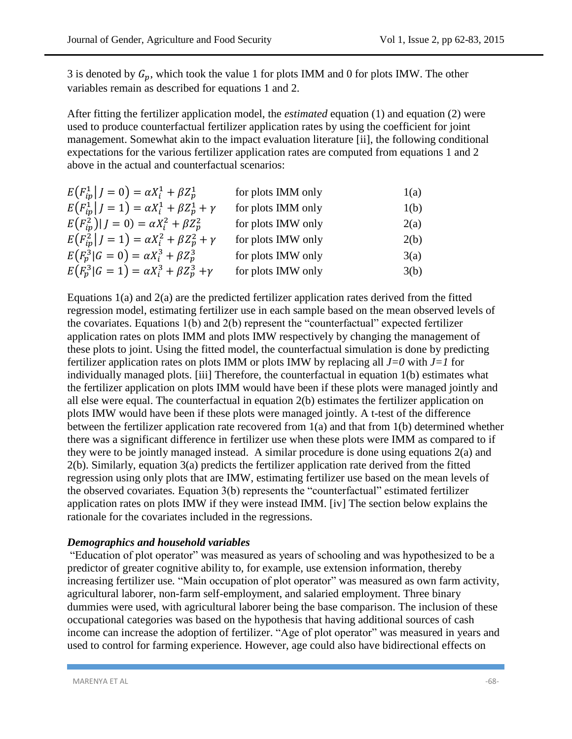3 is denoted by $G_p$, which took the value 1 for plots IMM and 0 for plots IMW. The other variables remain as described for equations 1 and 2.

After fitting the fertilizer application model, the *estimated* equation (1) and equation (2) were used to produce counterfactual fertilizer application rates by using the coefficient for joint management. Somewhat akin to the impact evaluation literature [ii], the following conditional expectations for the various fertilizer application rates are computed from equations 1 and 2 above in the actual and counterfactual scenarios:

| | | |
|---|---|---|
| $E\left(F_{ip}^1 \middle\vert J=0\right) = \alpha X_i^1 + \beta Z_p^1$ | for plots IMM only | 1(a) |
| $E\left(F_{ip}^1 \middle\vert J=1\right) = \alpha X_i^1 + \beta Z_p^1 + \gamma$ | for plots IMM only | 1(b) |
| $E\left(F_{ip}^2\right)\vert J=0) = \alpha X_i^2 + \beta Z_p^2$ | for plots IMW only | 2(a) |
| $E\left(F_{ip}^2 \middle\vert J=1\right) = \alpha X_i^2 + \beta Z_p^2 + \gamma$ | for plots IMW only | 2(b) |
| $E\left(F_p^3 \vert G=0\right) = \alpha X_i^3 + \beta Z_p^3$ | for plots IMW only | 3(a) |
| $E\left(F_p^3 \vert G=1\right) = \alpha X_i^3 + \beta Z_p^3 + \gamma$ | for plots IMW only | 3(b) |

Equations 1(a) and 2(a) are the predicted fertilizer application rates derived from the fitted regression model, estimating fertilizer use in each sample based on the mean observed levels of the covariates. Equations 1(b) and 2(b) represent the "counterfactual" expected fertilizer application rates on plots IMM and plots IMW respectively by changing the management of these plots to joint. Using the fitted model, the counterfactual simulation is done by predicting fertilizer application rates on plots IMM or plots IMW by replacing all *J=0* with *J=1* for individually managed plots. [iii] Therefore, the counterfactual in equation 1(b) estimates what the fertilizer application on plots IMM would have been if these plots were managed jointly and all else were equal. The counterfactual in equation 2(b) estimates the fertilizer application on plots IMW would have been if these plots were managed jointly. A t-test of the difference between the fertilizer application rate recovered from 1(a) and that from 1(b) determined whether there was a significant difference in fertilizer use when these plots were IMM as compared to if they were to be jointly managed instead. A similar procedure is done using equations 2(a) and 2(b). Similarly, equation 3(a) predicts the fertilizer application rate derived from the fitted regression using only plots that are IMW, estimating fertilizer use based on the mean levels of the observed covariates. Equation 3(b) represents the "counterfactual" estimated fertilizer application rates on plots IMW if they were instead IMM. [iv] The section below explains the rationale for the covariates included in the regressions.

### *Demographics and household variables*

"Education of plot operator" was measured as years of schooling and was hypothesized to be a predictor of greater cognitive ability to, for example, use extension information, thereby increasing fertilizer use. "Main occupation of plot operator" was measured as own farm activity, agricultural laborer, non-farm self-employment, and salaried employment. Three binary dummies were used, with agricultural laborer being the base comparison. The inclusion of these occupational categories was based on the hypothesis that having additional sources of cash income can increase the adoption of fertilizer. "Age of plot operator" was measured in years and used to control for farming experience. However, age could also have bidirectional effects on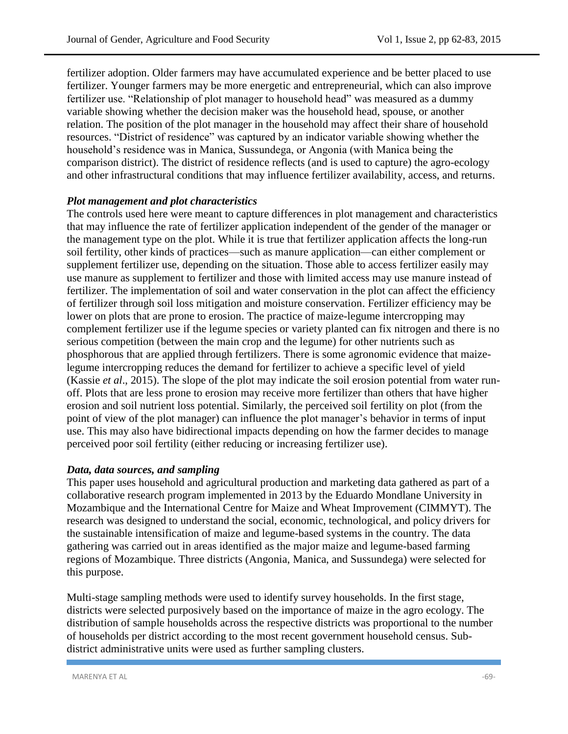fertilizer adoption. Older farmers may have accumulated experience and be better placed to use fertilizer. Younger farmers may be more energetic and entrepreneurial, which can also improve fertilizer use. "Relationship of plot manager to household head" was measured as a dummy variable showing whether the decision maker was the household head, spouse, or another relation. The position of the plot manager in the household may affect their share of household resources. "District of residence" was captured by an indicator variable showing whether the household's residence was in Manica, Sussundega, or Angonia (with Manica being the comparison district). The district of residence reflects (and is used to capture) the agro-ecology and other infrastructural conditions that may influence fertilizer availability, access, and returns.

### *Plot management and plot characteristics*

The controls used here were meant to capture differences in plot management and characteristics that may influence the rate of fertilizer application independent of the gender of the manager or the management type on the plot. While it is true that fertilizer application affects the long-run soil fertility, other kinds of practices—such as manure application—can either complement or supplement fertilizer use, depending on the situation. Those able to access fertilizer easily may use manure as supplement to fertilizer and those with limited access may use manure instead of fertilizer. The implementation of soil and water conservation in the plot can affect the efficiency of fertilizer through soil loss mitigation and moisture conservation. Fertilizer efficiency may be lower on plots that are prone to erosion. The practice of maize-legume intercropping may complement fertilizer use if the legume species or variety planted can fix nitrogen and there is no serious competition (between the main crop and the legume) for other nutrients such as phosphorous that are applied through fertilizers. There is some agronomic evidence that maize-legume intercropping reduces the demand for fertilizer to achieve a specific level of yield (Kassie *et al*., 2015). The slope of the plot may indicate the soil erosion potential from water run-off. Plots that are less prone to erosion may receive more fertilizer than others that have higher erosion and soil nutrient loss potential. Similarly, the perceived soil fertility on plot (from the point of view of the plot manager) can influence the plot manager's behavior in terms of input use. This may also have bidirectional impacts depending on how the farmer decides to manage perceived poor soil fertility (either reducing or increasing fertilizer use).

### *Data, data sources, and sampling*

This paper uses household and agricultural production and marketing data gathered as part of a collaborative research program implemented in 2013 by the Eduardo Mondlane University in Mozambique and the International Centre for Maize and Wheat Improvement (CIMMYT). The research was designed to understand the social, economic, technological, and policy drivers for the sustainable intensification of maize and legume-based systems in the country. The data gathering was carried out in areas identified as the major maize and legume-based farming regions of Mozambique. Three districts (Angonia, Manica, and Sussundega) were selected for this purpose.

Multi-stage sampling methods were used to identify survey households. In the first stage, districts were selected purposively based on the importance of maize in the agro ecology. The distribution of sample households across the respective districts was proportional to the number of households per district according to the most recent government household census. Sub-district administrative units were used as further sampling clusters.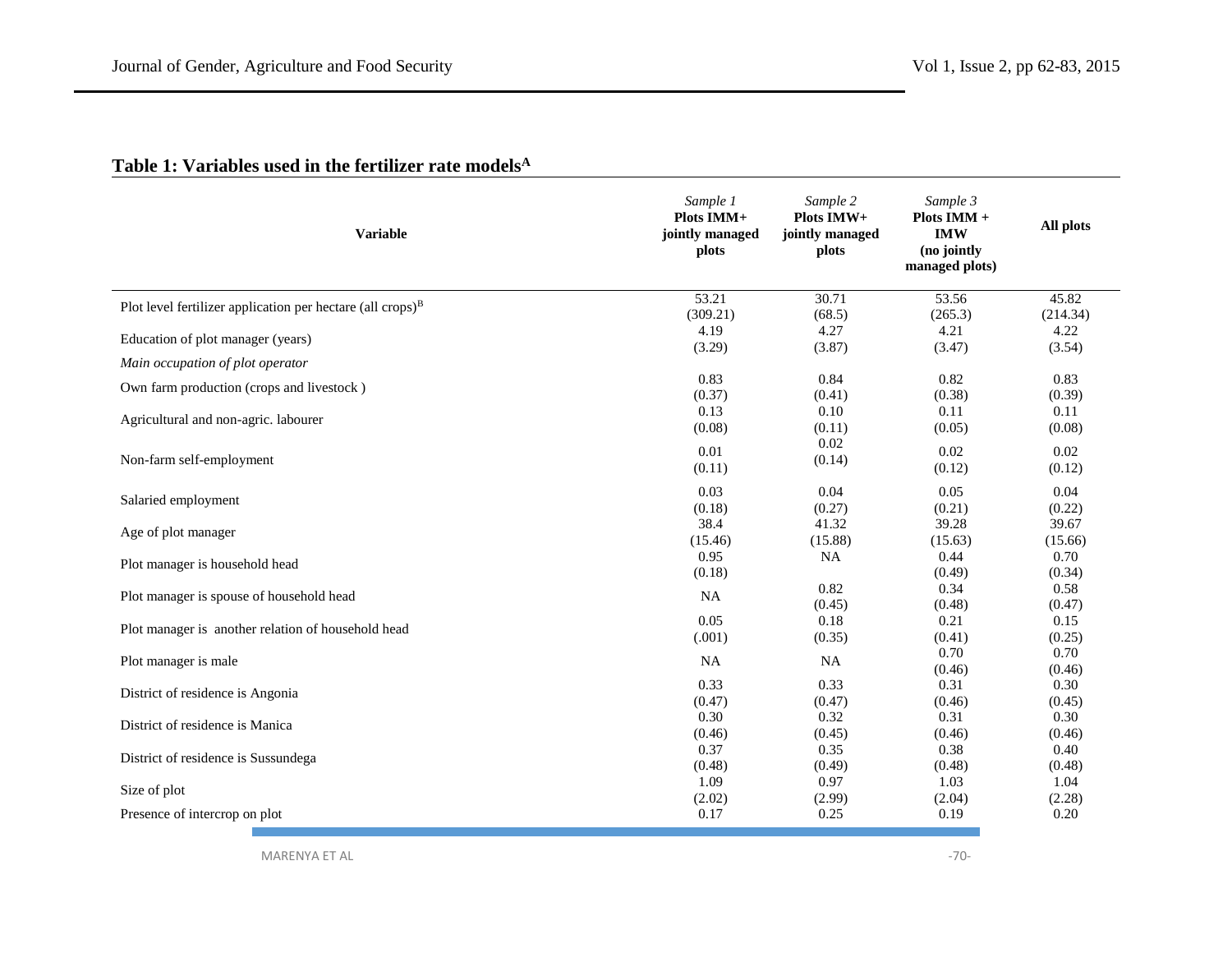## Table 1: Variables used in the fertilizer rate models[A]

| Variable | *Sample 1* **Plots IMM+ jointly managed plots** | *Sample 2* **Plots IMW+ jointly managed plots** | *Sample 3* **Plots IMM + IMW (no jointly managed plots)** | **All plots** |
|---|---|---|---|---|
| Plot level fertilizer application per hectare (all crops)[B] | 53.21 (309.21) | 30.71 (68.5) | 53.56 (265.3) | 45.82 (214.34) |
| Education of plot manager (years) | 4.19 (3.29) | 4.27 (3.87) | 4.21 (3.47) | 4.22 (3.54) |
| *Main occupation of plot operator* | | | | |
| Own farm production (crops and livestock ) | 0.83 (0.37) | 0.84 (0.41) | 0.82 (0.38) | 0.83 (0.39) |
| Agricultural and non-agric. labourer | 0.13 (0.08) | 0.10 (0.11) | 0.11 (0.05) | 0.11 (0.08) |
| Non-farm self-employment | 0.01 (0.11) | 0.02 (0.14) | 0.02 (0.12) | 0.02 (0.12) |
| Salaried employment | 0.03 (0.18) | 0.04 (0.27) | 0.05 (0.21) | 0.04 (0.22) |
| Age of plot manager | 38.4 (15.46) | 41.32 (15.88) | 39.28 (15.63) | 39.67 (15.66) |
| Plot manager is household head | 0.95 (0.18) | NA | 0.44 (0.49) | 0.70 (0.34) |
| Plot manager is spouse of household head | NA | 0.82 (0.45) | 0.34 (0.48) | 0.58 (0.47) |
| Plot manager is another relation of household head | 0.05 (.001) | 0.18 (0.35) | 0.21 (0.41) | 0.15 (0.25) |
| Plot manager is male | NA | NA | 0.70 (0.46) | 0.70 (0.46) |
| District of residence is Angonia | 0.33 (0.47) | 0.33 (0.47) | 0.31 (0.46) | 0.30 (0.45) |
| District of residence is Manica | 0.30 (0.46) | 0.32 (0.45) | 0.31 (0.46) | 0.30 (0.46) |
| District of residence is Sussundega | 0.37 (0.48) | 0.35 (0.49) | 0.38 (0.48) | 0.40 (0.48) |
| Size of plot | 1.09 (2.02) | 0.97 (2.99) | 1.03 (2.04) | 1.04 (2.28) |
| Presence of intercrop on plot | 0.17 | 0.25 | 0.19 | 0.20 |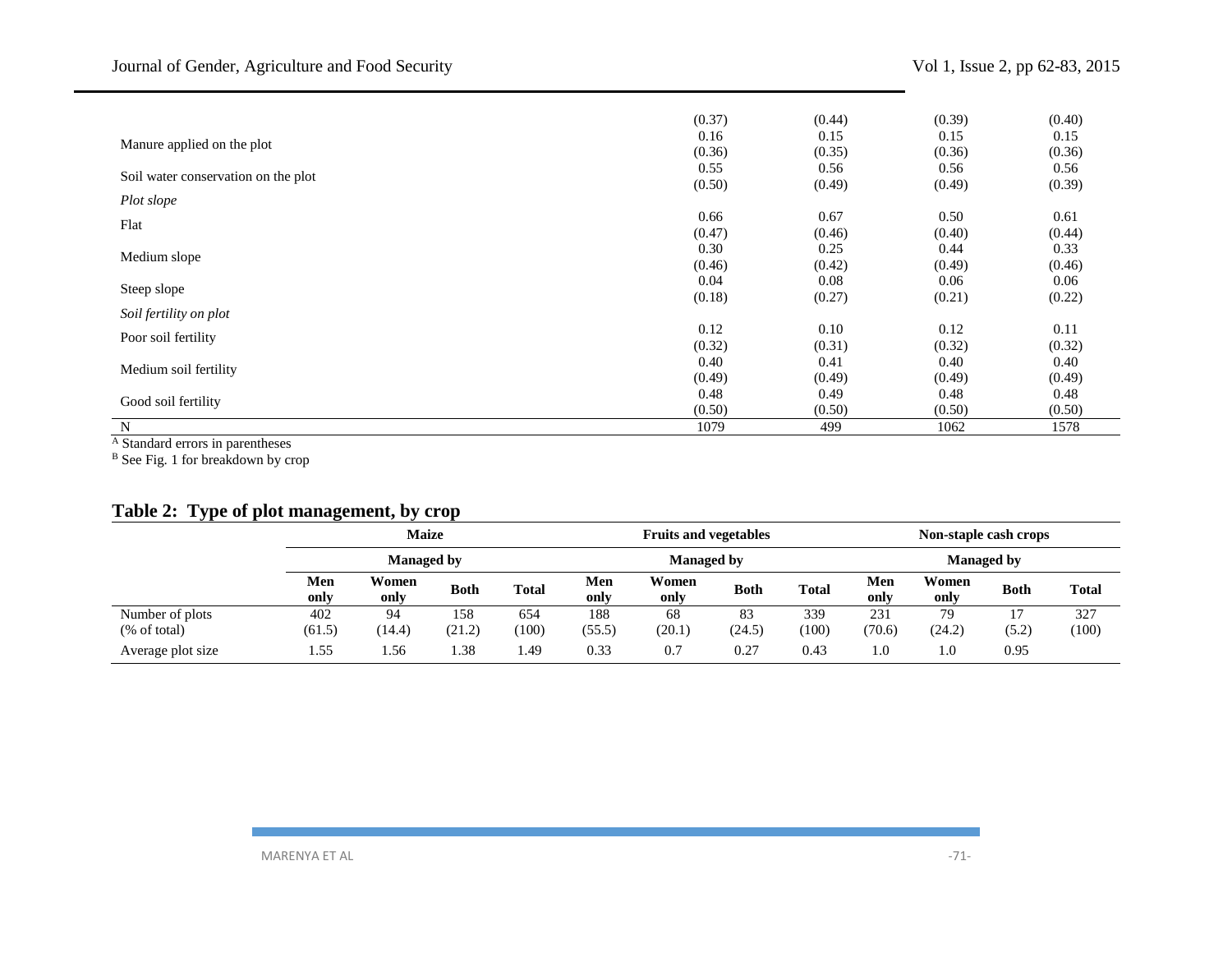| | | | | |
|---|---|---|---|---|
| | (0.37) | (0.44) | (0.39) | (0.40) |
| Manure applied on the plot | 0.16 | 0.15 | 0.15 | 0.15 |
| | (0.36) | (0.35) | (0.36) | (0.36) |
| Soil water conservation on the plot | 0.55 | 0.56 | 0.56 | 0.56 |
| | (0.50) | (0.49) | (0.49) | (0.39) |
| *Plot slope* | | | | |
| Flat | 0.66 | 0.67 | 0.50 | 0.61 |
| | (0.47) | (0.46) | (0.40) | (0.44) |
| Medium slope | 0.30 | 0.25 | 0.44 | 0.33 |
| | (0.46) | (0.42) | (0.49) | (0.46) |
| Steep slope | 0.04 | 0.08 | 0.06 | 0.06 |
| | (0.18) | (0.27) | (0.21) | (0.22) |
| *Soil fertility on plot* | | | | |
| Poor soil fertility | 0.12 | 0.10 | 0.12 | 0.11 |
| | (0.32) | (0.31) | (0.32) | (0.32) |
| Medium soil fertility | 0.40 | 0.41 | 0.40 | 0.40 |
| | (0.49) | (0.49) | (0.49) | (0.49) |
| Good soil fertility | 0.48 | 0.49 | 0.48 | 0.48 |
| | (0.50) | (0.50) | (0.50) | (0.50) |
| N | 1079 | 499 | 1062 | 1578 |

[A] Standard errors in parentheses
[B] See Fig. 1 for breakdown by crop

## Table 2: Type of plot management, by crop

| | Maize | | | | Fruits and vegetables | | | | Non-staple cash crops | | | |
|---|---|---|---|---|---|---|---|---|---|---|---|---|
| | Managed by | | | | Managed by | | | | Managed by | | | |
| | Men only | Women only | Both | Total | Men only | Women only | Both | Total | Men only | Women only | Both | Total |
| Number of plots | 402 | 94 | 158 | 654 | 188 | 68 | 83 | 339 | 231 | 79 | 17 | 327 |
| (% of total) | (61.5) | (14.4) | (21.2) | (100) | (55.5) | (20.1) | (24.5) | (100) | (70.6) | (24.2) | (5.2) | (100) |
| Average plot size | 1.55 | 1.56 | 1.38 | 1.49 | 0.33 | 0.7 | 0.27 | 0.43 | 1.0 | 1.0 | 0.95 | |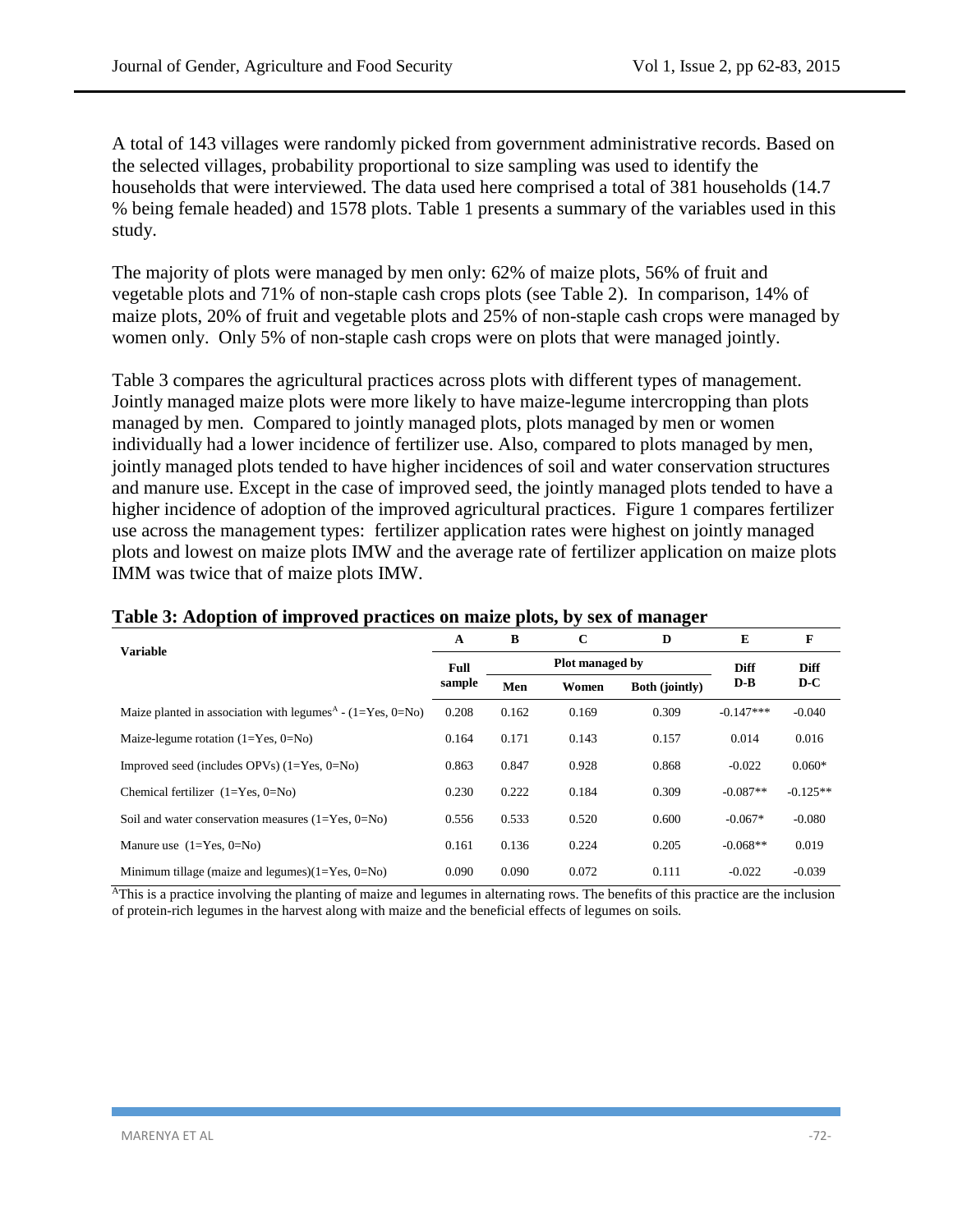A total of 143 villages were randomly picked from government administrative records. Based on the selected villages, probability proportional to size sampling was used to identify the households that were interviewed. The data used here comprised a total of 381 households (14.7 % being female headed) and 1578 plots. Table 1 presents a summary of the variables used in this study.

The majority of plots were managed by men only: 62% of maize plots, 56% of fruit and vegetable plots and 71% of non-staple cash crops plots (see Table 2). In comparison, 14% of maize plots, 20% of fruit and vegetable plots and 25% of non-staple cash crops were managed by women only. Only 5% of non-staple cash crops were on plots that were managed jointly.

Table 3 compares the agricultural practices across plots with different types of management. Jointly managed maize plots were more likely to have maize-legume intercropping than plots managed by men. Compared to jointly managed plots, plots managed by men or women individually had a lower incidence of fertilizer use. Also, compared to plots managed by men, jointly managed plots tended to have higher incidences of soil and water conservation structures and manure use. Except in the case of improved seed, the jointly managed plots tended to have a higher incidence of adoption of the improved agricultural practices. Figure 1 compares fertilizer use across the management types: fertilizer application rates were highest on jointly managed plots and lowest on maize plots IMW and the average rate of fertilizer application on maize plots IMM was twice that of maize plots IMW.

**Table 3: Adoption of improved practices on maize plots, by sex of manager**

| Variable | A | B | C | D | E | F |
|---|---|---|---|---|---|---|
| | Full sample | Plot managed by | | | Diff D-B | Diff D-C |
| | | Men | Women | Both (jointly) | | |
| Maize planted in association with legumes[A] - (1=Yes, 0=No) | 0.208 | 0.162 | 0.169 | 0.309 | -0.147*** | -0.040 |
| Maize-legume rotation (1=Yes, 0=No) | 0.164 | 0.171 | 0.143 | 0.157 | 0.014 | 0.016 |
| Improved seed (includes OPVs) (1=Yes, 0=No) | 0.863 | 0.847 | 0.928 | 0.868 | -0.022 | 0.060* |
| Chemical fertilizer (1=Yes, 0=No) | 0.230 | 0.222 | 0.184 | 0.309 | -0.087** | -0.125** |
| Soil and water conservation measures (1=Yes, 0=No) | 0.556 | 0.533 | 0.520 | 0.600 | -0.067* | -0.080 |
| Manure use (1=Yes, 0=No) | 0.161 | 0.136 | 0.224 | 0.205 | -0.068** | 0.019 |
| Minimum tillage (maize and legumes)(1=Yes, 0=No) | 0.090 | 0.090 | 0.072 | 0.111 | -0.022 | -0.039 |

[A]This is a practice involving the planting of maize and legumes in alternating rows. The benefits of this practice are the inclusion of protein-rich legumes in the harvest along with maize and the beneficial effects of legumes on soils.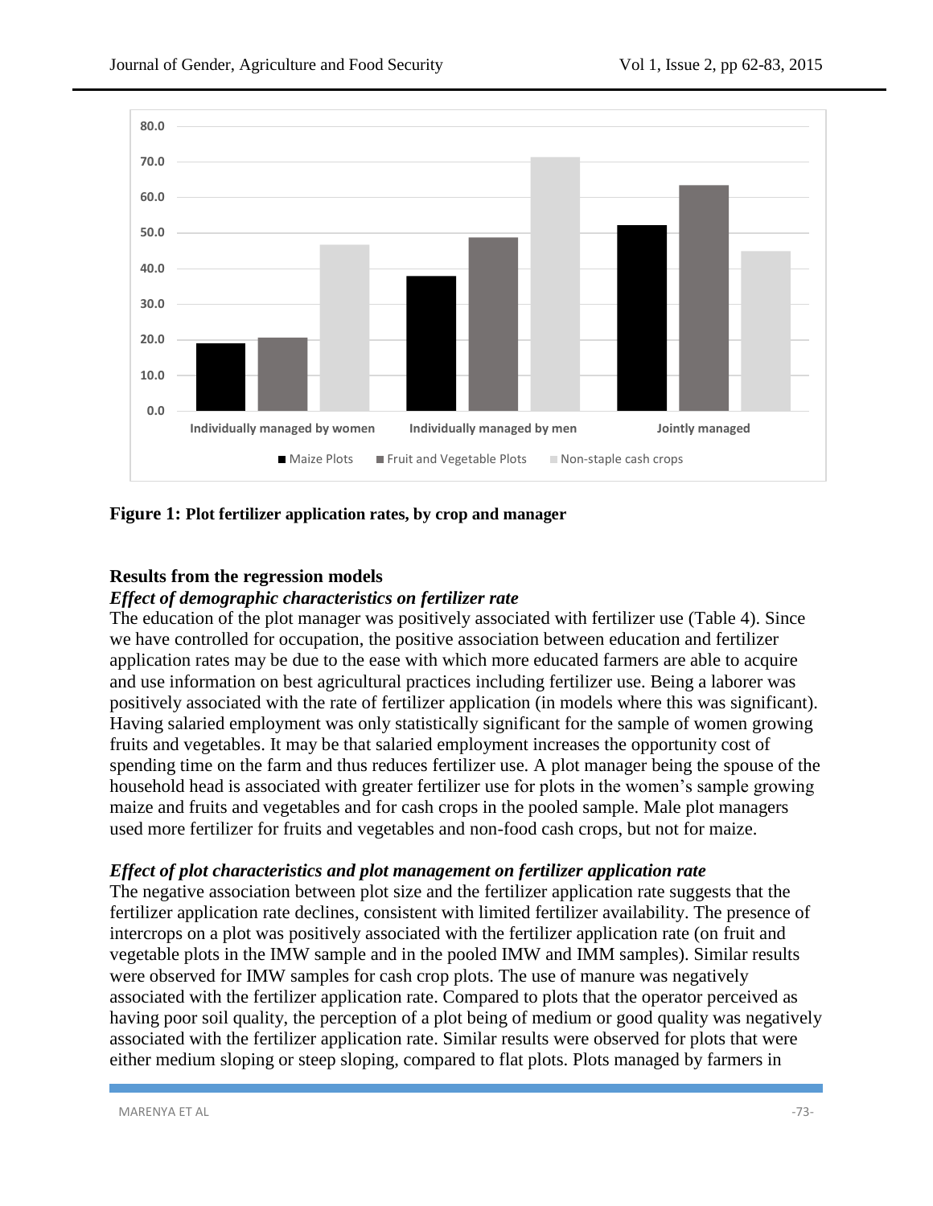**Figure 1: Plot fertilizer application rates, by crop and manager**

## Results from the regression models

### *Effect of demographic characteristics on fertilizer rate*

The education of the plot manager was positively associated with fertilizer use (Table 4). Since we have controlled for occupation, the positive association between education and fertilizer application rates may be due to the ease with which more educated farmers are able to acquire and use information on best agricultural practices including fertilizer use. Being a laborer was positively associated with the rate of fertilizer application (in models where this was significant). Having salaried employment was only statistically significant for the sample of women growing fruits and vegetables. It may be that salaried employment increases the opportunity cost of spending time on the farm and thus reduces fertilizer use. A plot manager being the spouse of the household head is associated with greater fertilizer use for plots in the women's sample growing maize and fruits and vegetables and for cash crops in the pooled sample. Male plot managers used more fertilizer for fruits and vegetables and non-food cash crops, but not for maize.

### *Effect of plot characteristics and plot management on fertilizer application rate*

The negative association between plot size and the fertilizer application rate suggests that the fertilizer application rate declines, consistent with limited fertilizer availability. The presence of intercrops on a plot was positively associated with the fertilizer application rate (on fruit and vegetable plots in the IMW sample and in the pooled IMW and IMM samples). Similar results were observed for IMW samples for cash crop plots. The use of manure was negatively associated with the fertilizer application rate. Compared to plots that the operator perceived as having poor soil quality, the perception of a plot being of medium or good quality was negatively associated with the fertilizer application rate. Similar results were observed for plots that were either medium sloping or steep sloping, compared to flat plots. Plots managed by farmers in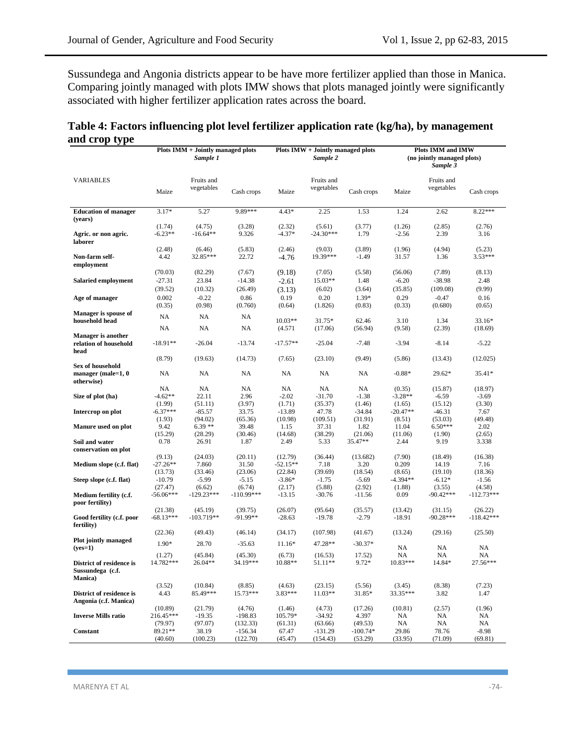Sussundega and Angonia districts appear to be have more fertilizer applied than those in Manica. Comparing jointly managed with plots IMW shows that plots managed jointly were significantly associated with higher fertilizer application rates across the board.

## Table 4: Factors influencing plot level fertilizer application rate (kg/ha), by management and crop type

| | Plots IMM + Jointly managed plots *Sample 1* | | | Plots IMW + Jointly managed plots *Sample 2* | | | Plots IMM and IMW (no jointly managed plots) *Sample 3* | | |
|---|---|---|---|---|---|---|---|---|---|
| VARIABLES | Maize | Fruits and vegetables | Cash crops | Maize | Fruits and vegetables | Cash crops | Maize | Fruits and vegetables | Cash crops |
| **Education of manager (years)** | 3.17* | 5.27 | 9.89*** | 4.43* | 2.25 | 1.53 | 1.24 | 2.62 | 8.22*** |
| | (1.74) | (4.75) | (3.28) | (2.32) | (5.61) | (3.77) | (1.26) | (2.85) | (2.76) |
| **Agric. or non agric. laborer** | -6.23** | -16.64** | 9.326 | -4.37* | -24.30*** | 1.79 | -2.56 | 2.39 | 3.16 |
| | (2.48) | (6.46) | (5.83) | (2.46) | (9.03) | (3.89) | (1.96) | (4.94) | (5.23) |
| **Non-farm self-employment** | 4.42 | 32.85*** | 22.72 | -4.76 | 19.39*** | -1.49 | 31.57 | 1.36 | 3.53*** |
| | (70.03) | (82.29) | (7.67) | (9.18) | (7.05) | (5.58) | (56.06) | (7.89) | (8.13) |
| **Salaried employment** | -27.31 | 23.84 | -14.38 | -2.61 | 15.03** | 1.48 | -6.20 | -38.98 | 2.48 |
| | (39.52) | (10.32) | (26.49) | (3.13) | (6.02) | (3.64) | (35.85) | (109.08) | (9.99) |
| **Age of manager** | 0.002 | -0.22 | 0.86 | 0.19 | 0.20 | 1.39* | 0.29 | -0.47 | 0.16 |
| | (0.35) | (0.98) | (0.760) | (0.64) | (1.826) | (0.83) | (0.33) | (0.680) | (0.65) |
| **Manager is spouse of household head** | NA | NA | NA | 10.03** | 31.75* | 62.46 | 3.10 | 1.34 | 33.16* |
| | NA | NA | NA | (4.571 | (17.06) | (56.94) | (9.58) | (2.39) | (18.69) |
| **Manager is another relation of household head** | -18.91** | -26.04 | -13.74 | -17.57** | -25.04 | -7.48 | -3.94 | -8.14 | -5.22 |
| | (8.79) | (19.63) | (14.73) | (7.65) | (23.10) | (9.49) | (5.86) | (13.43) | (12.025) |
| **Sex of household manager (male=1, 0 otherwise)** | NA | NA | NA | NA | NA | NA | -0.88* | 29.62* | 35.41* |
| | NA | NA | NA | NA | NA | NA | (0.35) | (15.87) | (18.97) |
| **Size of plot (ha)** | -4.62** | 22.11 | 2.96 | -2.02 | -31.70 | -1.38 | -3.28** | -6.59 | -3.69 |
| | (1.99) | (51.11) | (3.97) | (1.71) | (35.37) | (1.46) | (1.65) | (15.12) | (3.30) |
| **Intercrop on plot** | -6.37*** | -85.57 | 33.75 | -13.89 | 47.78 | -34.84 | -20.47** | -46.31 | 7.67 |
| | (1.93) | (94.02) | (65.36) | (10.98) | (109.51) | (31.91) | (8.51) | (53.03) | (49.48) |
| **Manure used on plot** | 9.42 | 6.39 ** | 39.48 | 1.15 | 37.31 | 1.82 | 11.04 | 6.50*** | 2.02 |
| | (15.29) | (28.29) | (30.46) | (14.68) | (38.29) | (21.06) | (11.06) | (1.90) | (2.65) |
| **Soil and water conservation on plot** | 0.78 | 26.91 | 1.87 | 2.49 | 5.33 | 35.47** | 2.44 | 9.19 | 3.338 |
| | (9.13) | (24.03) | (20.11) | (12.79) | (36.44) | (13.682) | (7.90) | (18.49) | (16.38) |
| **Medium slope (c.f. flat)** | -27.26** | 7.860 | 31.50 | -52.15** | 7.18 | 3.20 | 0.209 | 14.19 | 7.16 |
| | (13.73) | (33.46) | (23.06) | (22.84) | (39.69) | (18.54) | (8.65) | (19.10) | (18.36) |
| **Steep slope (c.f. flat)** | -10.79 | -5.99 | -5.15 | -3.86* | -1.75 | -5.69 | -4.394** | -6.12* | -1.56 |
| | (27.47) | (6.62) | (6.74) | (2.17) | (5.88) | (2.92) | (1.88) | (3.55) | (4.58) |
| **Medium fertility (c.f. poor fertility)** | -56.06*** | -129.23*** | -110.99*** | -13.15 | -30.76 | -11.56 | 0.09 | -90.42*** | -112.73*** |
| | (21.38) | (45.19) | (39.75) | (26.07) | (95.64) | (35.57) | (13.42) | (31.15) | (26.22) |
| **Good fertility (c.f. poor fertility)** | -68.13*** | -103.719** | -91.99** | -28.63 | -19.78 | -2.79 | -18.91 | -90.28*** | -118.42*** |
| | (22.36) | (49.43) | (46.14) | (34.17) | (107.98) | (41.67) | (13.24) | (29.16) | (25.50) |
| **Plot jointly managed (yes=1)** | 1.90* | 28.70 | -35.63 | 11.16* | 47.28** | -30.37* | NA | NA | NA |
| | (1.27) | (45.84) | (45.30) | (6.73) | (16.53) | 17.52) | NA | NA | NA |
| **District of residence is Sussundega (c.f. Manica)** | 14.782*** | 26.04** | 34.19*** | 10.88** | 51.11** | 9.72* | 10.83*** | 14.84* | 27.56*** |
| | (3.52) | (10.84) | (8.85) | (4.63) | (23.15) | (5.56) | (3.45) | (8.38) | (7.23) |
| **District of residence is Angonia (c.f. Manica)** | 4.43 | 85.49*** | 15.73*** | 3.83*** | 11.03** | 31.85* | 33.35*** | 3.82 | 1.47 |
| | (10.89) | (21.79) | (4.76) | (1.46) | (4.73) | (17.26) | (10.81) | (2.57) | (1.96) |
| **Inverse Mills ratio** | 216.45*** | -19.35 | -198.83 | 105.79* | -34.92 | 4.397 | NA | NA | NA |
| | (79.97) | (97.07) | (132.33) | (61.31) | (63.66) | (49.53) | NA | NA | NA |
| **Constant** | 89.21** | 38.19 | -156.34 | 67.47 | -131.29 | -100.74* | 29.86 | 78.76 | -8.98 |
| | (40.60) | (100.23) | (122.70) | (45.47) | (154.43) | (53.29) | (33.95) | (71.09) | (69.81) |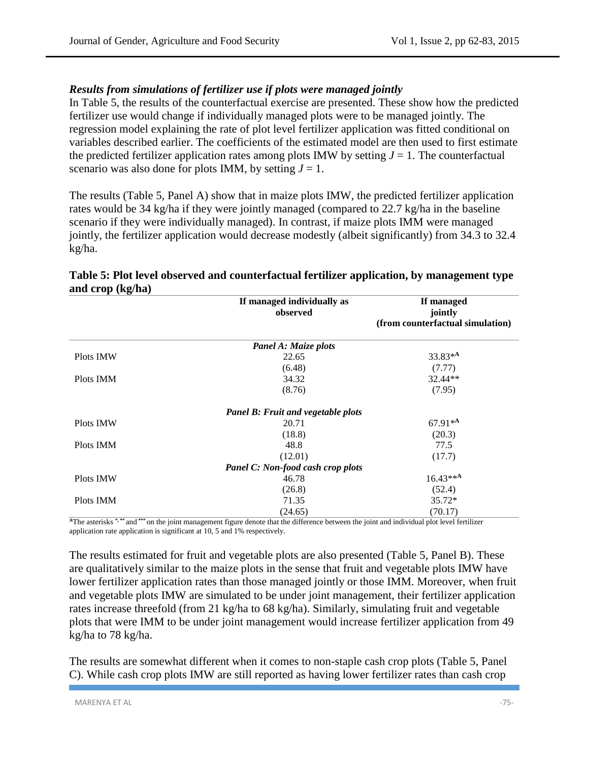### *Results from simulations of fertilizer use if plots were managed jointly*

In Table 5, the results of the counterfactual exercise are presented. These show how the predicted fertilizer use would change if individually managed plots were to be managed jointly. The regression model explaining the rate of plot level fertilizer application was fitted conditional on variables described earlier. The coefficients of the estimated model are then used to first estimate the predicted fertilizer application rates among plots IMW by setting $J = 1$. The counterfactual scenario was also done for plots IMM, by setting $J = 1$.

The results (Table 5, Panel A) show that in maize plots IMW, the predicted fertilizer application rates would be 34 kg/ha if they were jointly managed (compared to 22.7 kg/ha in the baseline scenario if they were individually managed). In contrast, if maize plots IMM were managed jointly, the fertilizer application would decrease modestly (albeit significantly) from 34.3 to 32.4 kg/ha.

**Table 5: Plot level observed and counterfactual fertilizer application, by management type and crop (kg/ha)**

| | If managed individually as observed | If managed jointly (from counterfactual simulation) |
|---|---|---|
| | ***Panel A: Maize plots*** | |
| Plots IMW | 22.65 | 33.83*[A] |
| | (6.48) | (7.77) |
| Plots IMM | 34.32 | 32.44** |
| | (8.76) | (7.95) |
| | ***Panel B: Fruit and vegetable plots*** | |
| Plots IMW | 20.71 | 67.91*[A] |
| | (18.8) | (20.3) |
| Plots IMM | 48.8 | 77.5 |
| | (12.01) | (17.7) |
| | ***Panel C: Non-food cash crop plots*** | |
| Plots IMW | 46.78 | 16.43**[A] |
| | (26.8) | (52.4) |
| Plots IMM | 71.35 | 35.72* |
| | (24.65) | (70.17) |

[A]The asterisks *, ** and *** on the joint management figure denote that the difference between the joint and individual plot level fertilizer application rate application is significant at 10, 5 and 1% respectively.

The results estimated for fruit and vegetable plots are also presented (Table 5, Panel B). These are qualitatively similar to the maize plots in the sense that fruit and vegetable plots IMW have lower fertilizer application rates than those managed jointly or those IMM. Moreover, when fruit and vegetable plots IMW are simulated to be under joint management, their fertilizer application rates increase threefold (from 21 kg/ha to 68 kg/ha). Similarly, simulating fruit and vegetable plots that were IMM to be under joint management would increase fertilizer application from 49 kg/ha to 78 kg/ha.

The results are somewhat different when it comes to non-staple cash crop plots (Table 5, Panel C). While cash crop plots IMW are still reported as having lower fertilizer rates than cash crop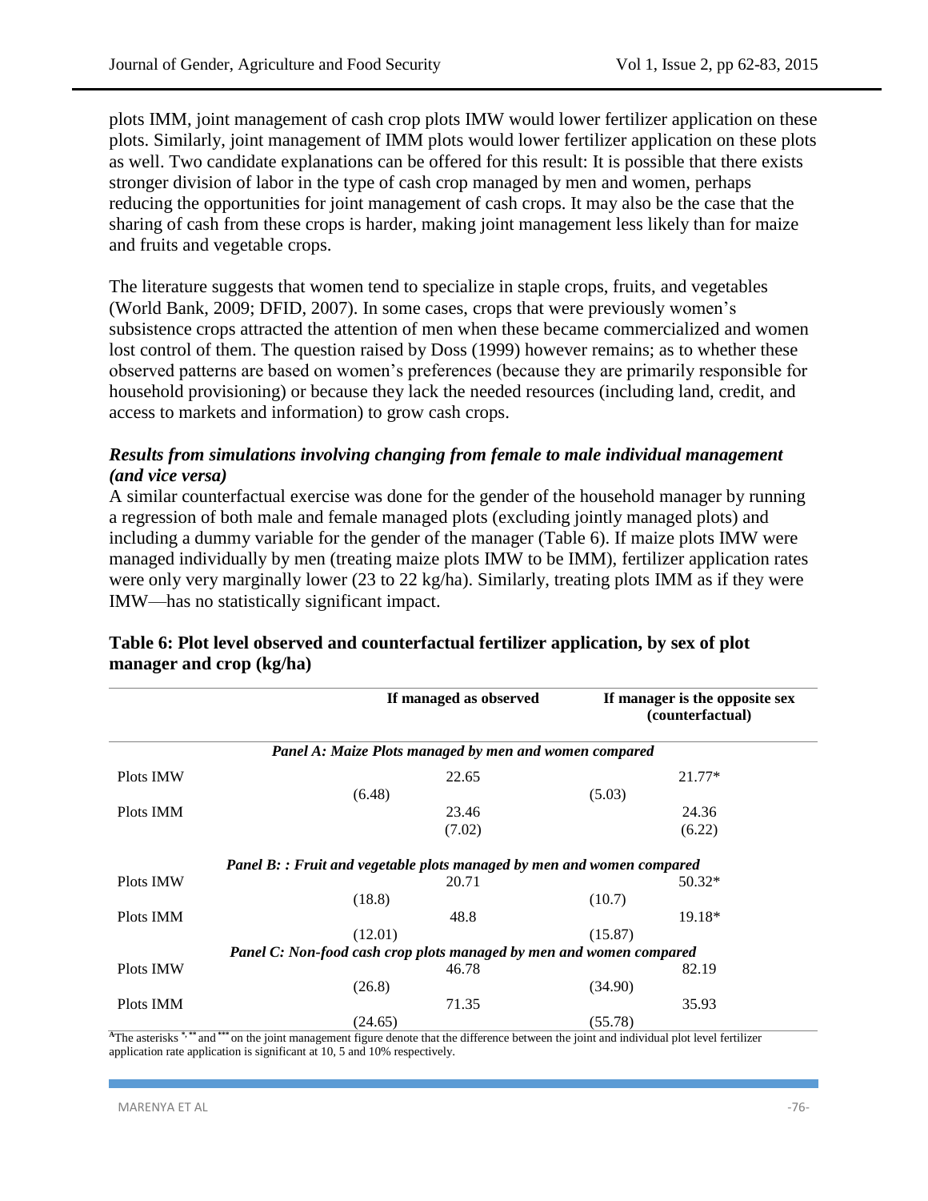plots IMM, joint management of cash crop plots IMW would lower fertilizer application on these plots. Similarly, joint management of IMM plots would lower fertilizer application on these plots as well. Two candidate explanations can be offered for this result: It is possible that there exists stronger division of labor in the type of cash crop managed by men and women, perhaps reducing the opportunities for joint management of cash crops. It may also be the case that the sharing of cash from these crops is harder, making joint management less likely than for maize and fruits and vegetable crops.

The literature suggests that women tend to specialize in staple crops, fruits, and vegetables (World Bank, 2009; DFID, 2007). In some cases, crops that were previously women's subsistence crops attracted the attention of men when these became commercialized and women lost control of them. The question raised by Doss (1999) however remains; as to whether these observed patterns are based on women's preferences (because they are primarily responsible for household provisioning) or because they lack the needed resources (including land, credit, and access to markets and information) to grow cash crops.

### *Results from simulations involving changing from female to male individual management (and vice versa)*

A similar counterfactual exercise was done for the gender of the household manager by running a regression of both male and female managed plots (excluding jointly managed plots) and including a dummy variable for the gender of the manager (Table 6). If maize plots IMW were managed individually by men (treating maize plots IMW to be IMM), fertilizer application rates were only very marginally lower (23 to 22 kg/ha). Similarly, treating plots IMM as if they were IMW—has no statistically significant impact.

**Table 6: Plot level observed and counterfactual fertilizer application, by sex of plot manager and crop (kg/ha)**

| | If managed as observed | If manager is the opposite sex (counterfactual) |
|---|---|---|
| ***Panel A: Maize Plots managed by men and women compared*** | | |
| Plots IMW | 22.65 | 21.77* |
| | (6.48) | (5.03) |
| Plots IMM | 23.46 | 24.36 |
| | (7.02) | (6.22) |
| ***Panel B: : Fruit and vegetable plots managed by men and women compared*** | | |
| Plots IMW | 20.71 | 50.32* |
| | (18.8) | (10.7) |
| Plots IMM | 48.8 | 19.18* |
| | (12.01) | (15.87) |
| ***Panel C: Non-food cash crop plots managed by men and women compared*** | | |
| Plots IMW | 46.78 | 82.19 |
| | (26.8) | (34.90) |
| Plots IMM | 71.35 | 35.93 |
| | (24.65) | (55.78) |

[a]The asterisks *, ** and *** on the joint management figure denote that the difference between the joint and individual plot level fertilizer application rate application is significant at 10, 5 and 10% respectively.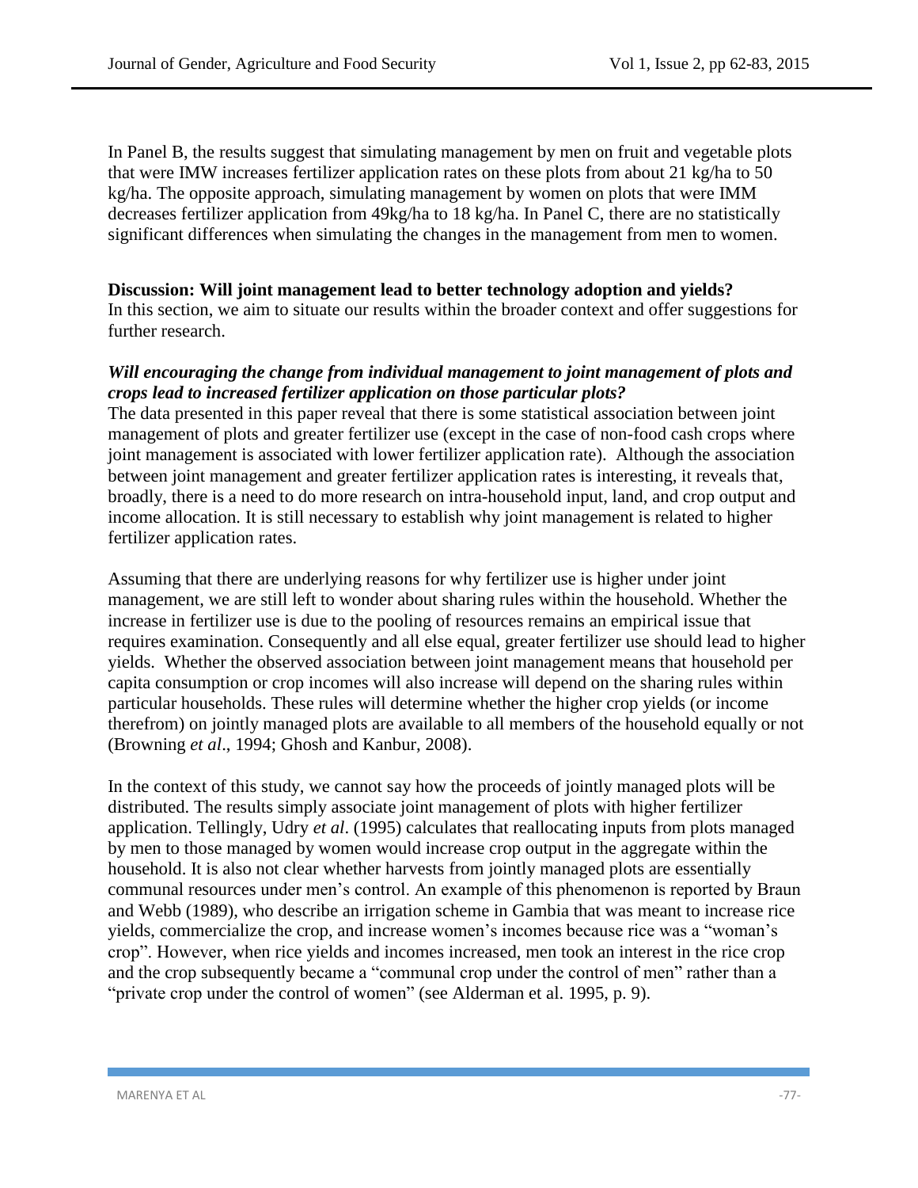In Panel B, the results suggest that simulating management by men on fruit and vegetable plots that were IMW increases fertilizer application rates on these plots from about 21 kg/ha to 50 kg/ha. The opposite approach, simulating management by women on plots that were IMM decreases fertilizer application from 49kg/ha to 18 kg/ha. In Panel C, there are no statistically significant differences when simulating the changes in the management from men to women.

## Discussion: Will joint management lead to better technology adoption and yields?

In this section, we aim to situate our results within the broader context and offer suggestions for further research.

### *Will encouraging the change from individual management to joint management of plots and crops lead to increased fertilizer application on those particular plots?*

The data presented in this paper reveal that there is some statistical association between joint management of plots and greater fertilizer use (except in the case of non-food cash crops where joint management is associated with lower fertilizer application rate). Although the association between joint management and greater fertilizer application rates is interesting, it reveals that, broadly, there is a need to do more research on intra-household input, land, and crop output and income allocation. It is still necessary to establish why joint management is related to higher fertilizer application rates.

Assuming that there are underlying reasons for why fertilizer use is higher under joint management, we are still left to wonder about sharing rules within the household. Whether the increase in fertilizer use is due to the pooling of resources remains an empirical issue that requires examination. Consequently and all else equal, greater fertilizer use should lead to higher yields. Whether the observed association between joint management means that household per capita consumption or crop incomes will also increase will depend on the sharing rules within particular households. These rules will determine whether the higher crop yields (or income therefrom) on jointly managed plots are available to all members of the household equally or not (Browning *et al*., 1994; Ghosh and Kanbur, 2008).

In the context of this study, we cannot say how the proceeds of jointly managed plots will be distributed. The results simply associate joint management of plots with higher fertilizer application. Tellingly, Udry *et al*. (1995) calculates that reallocating inputs from plots managed by men to those managed by women would increase crop output in the aggregate within the household. It is also not clear whether harvests from jointly managed plots are essentially communal resources under men's control. An example of this phenomenon is reported by Braun and Webb (1989), who describe an irrigation scheme in Gambia that was meant to increase rice yields, commercialize the crop, and increase women's incomes because rice was a "woman's crop". However, when rice yields and incomes increased, men took an interest in the rice crop and the crop subsequently became a "communal crop under the control of men" rather than a "private crop under the control of women" (see Alderman et al. 1995, p. 9).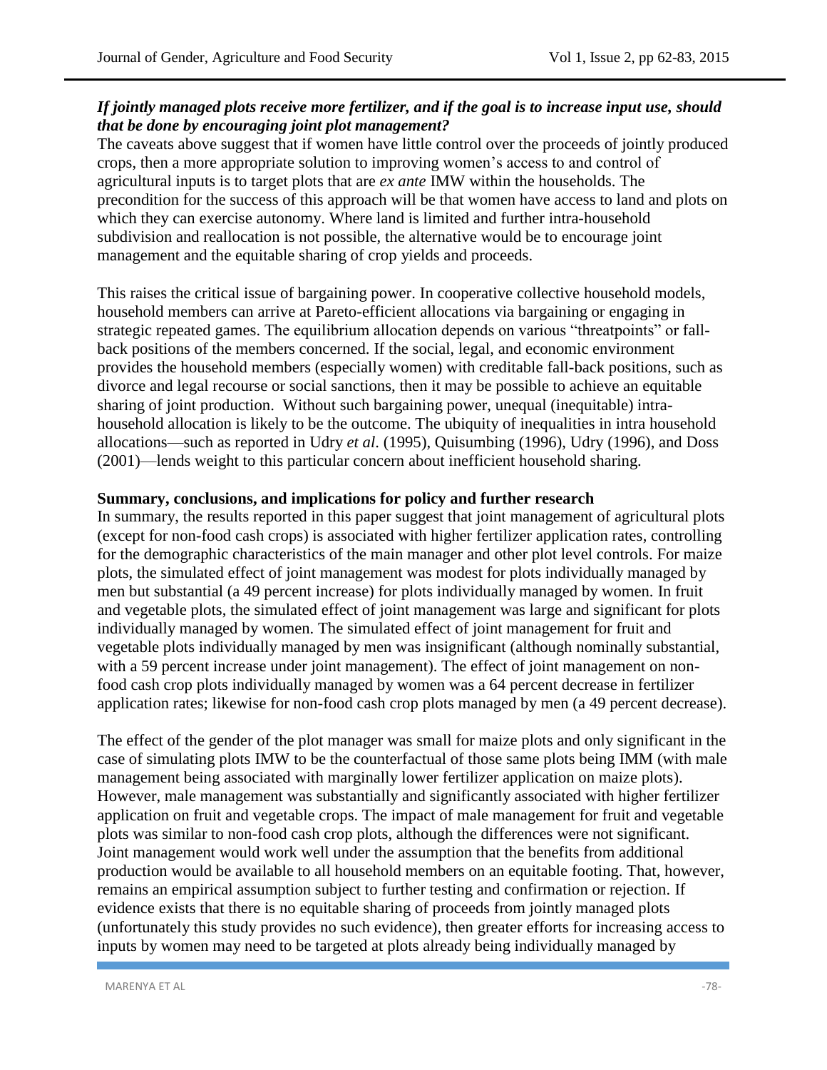***If jointly managed plots receive more fertilizer, and if the goal is to increase input use, should that be done by encouraging joint plot management?***

The caveats above suggest that if women have little control over the proceeds of jointly produced crops, then a more appropriate solution to improving women's access to and control of agricultural inputs is to target plots that are *ex ante* IMW within the households. The precondition for the success of this approach will be that women have access to land and plots on which they can exercise autonomy. Where land is limited and further intra-household subdivision and reallocation is not possible, the alternative would be to encourage joint management and the equitable sharing of crop yields and proceeds.

This raises the critical issue of bargaining power. In cooperative collective household models, household members can arrive at Pareto-efficient allocations via bargaining or engaging in strategic repeated games. The equilibrium allocation depends on various "threatpoints" or fall-back positions of the members concerned. If the social, legal, and economic environment provides the household members (especially women) with creditable fall-back positions, such as divorce and legal recourse or social sanctions, then it may be possible to achieve an equitable sharing of joint production. Without such bargaining power, unequal (inequitable) intra-household allocation is likely to be the outcome. The ubiquity of inequalities in intra household allocations—such as reported in Udry *et al*. (1995), Quisumbing (1996), Udry (1996), and Doss (2001)—lends weight to this particular concern about inefficient household sharing.

**Summary, conclusions, and implications for policy and further research**

In summary, the results reported in this paper suggest that joint management of agricultural plots (except for non-food cash crops) is associated with higher fertilizer application rates, controlling for the demographic characteristics of the main manager and other plot level controls. For maize plots, the simulated effect of joint management was modest for plots individually managed by men but substantial (a 49 percent increase) for plots individually managed by women. In fruit and vegetable plots, the simulated effect of joint management was large and significant for plots individually managed by women. The simulated effect of joint management for fruit and vegetable plots individually managed by men was insignificant (although nominally substantial, with a 59 percent increase under joint management). The effect of joint management on non-food cash crop plots individually managed by women was a 64 percent decrease in fertilizer application rates; likewise for non-food cash crop plots managed by men (a 49 percent decrease).

The effect of the gender of the plot manager was small for maize plots and only significant in the case of simulating plots IMW to be the counterfactual of those same plots being IMM (with male management being associated with marginally lower fertilizer application on maize plots). However, male management was substantially and significantly associated with higher fertilizer application on fruit and vegetable crops. The impact of male management for fruit and vegetable plots was similar to non-food cash crop plots, although the differences were not significant. Joint management would work well under the assumption that the benefits from additional production would be available to all household members on an equitable footing. That, however, remains an empirical assumption subject to further testing and confirmation or rejection. If evidence exists that there is no equitable sharing of proceeds from jointly managed plots (unfortunately this study provides no such evidence), then greater efforts for increasing access to inputs by women may need to be targeted at plots already being individually managed by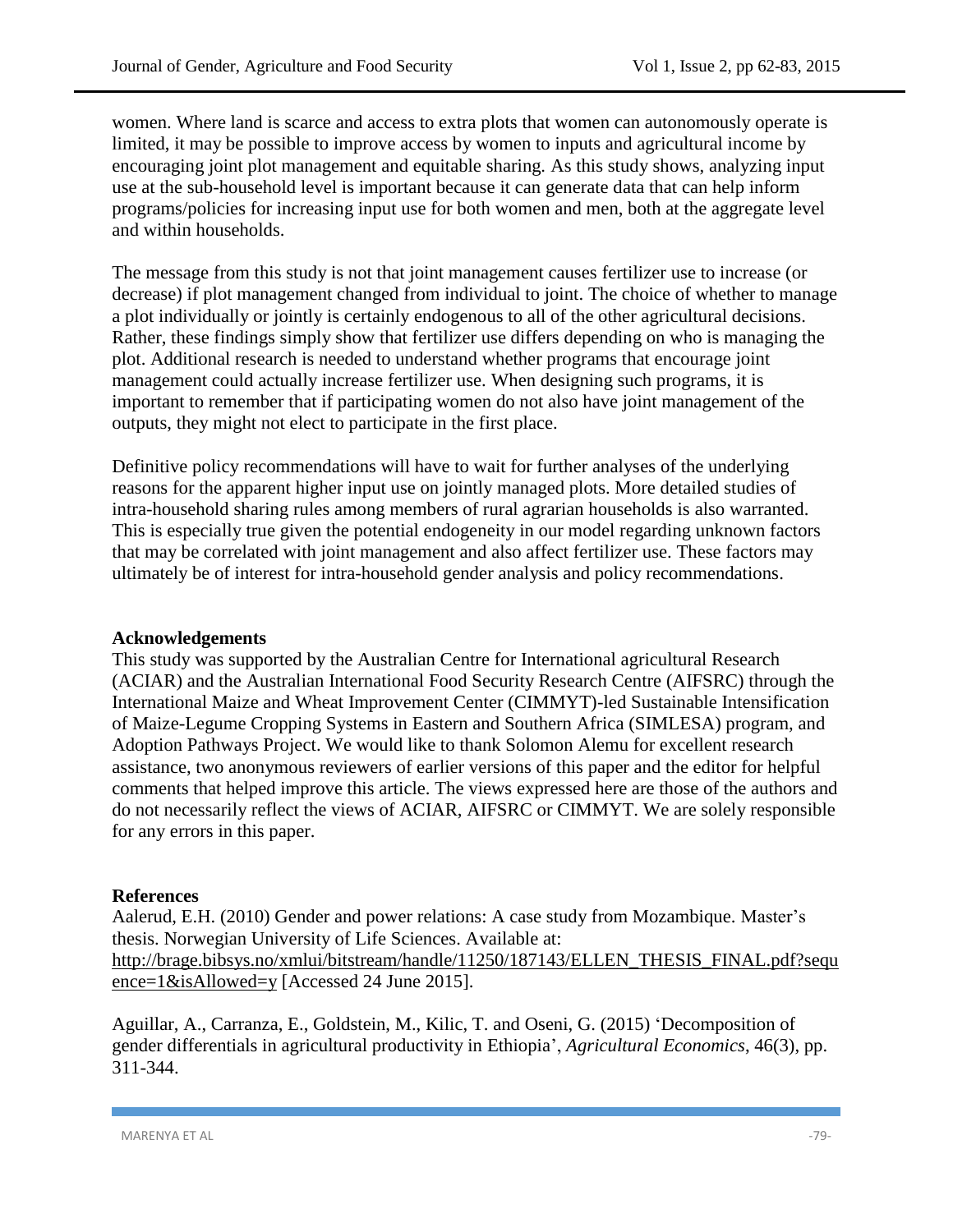women. Where land is scarce and access to extra plots that women can autonomously operate is limited, it may be possible to improve access by women to inputs and agricultural income by encouraging joint plot management and equitable sharing. As this study shows, analyzing input use at the sub-household level is important because it can generate data that can help inform programs/policies for increasing input use for both women and men, both at the aggregate level and within households.

The message from this study is not that joint management causes fertilizer use to increase (or decrease) if plot management changed from individual to joint. The choice of whether to manage a plot individually or jointly is certainly endogenous to all of the other agricultural decisions. Rather, these findings simply show that fertilizer use differs depending on who is managing the plot. Additional research is needed to understand whether programs that encourage joint management could actually increase fertilizer use. When designing such programs, it is important to remember that if participating women do not also have joint management of the outputs, they might not elect to participate in the first place.

Definitive policy recommendations will have to wait for further analyses of the underlying reasons for the apparent higher input use on jointly managed plots. More detailed studies of intra-household sharing rules among members of rural agrarian households is also warranted. This is especially true given the potential endogeneity in our model regarding unknown factors that may be correlated with joint management and also affect fertilizer use. These factors may ultimately be of interest for intra-household gender analysis and policy recommendations.

## Acknowledgements

This study was supported by the Australian Centre for International agricultural Research (ACIAR) and the Australian International Food Security Research Centre (AIFSRC) through the International Maize and Wheat Improvement Center (CIMMYT)-led Sustainable Intensification of Maize-Legume Cropping Systems in Eastern and Southern Africa (SIMLESA) program, and Adoption Pathways Project. We would like to thank Solomon Alemu for excellent research assistance, two anonymous reviewers of earlier versions of this paper and the editor for helpful comments that helped improve this article. The views expressed here are those of the authors and do not necessarily reflect the views of ACIAR, AIFSRC or CIMMYT. We are solely responsible for any errors in this paper.

## References

Aalerud, E.H. (2010) Gender and power relations: A case study from Mozambique. Master's thesis. Norwegian University of Life Sciences. Available at: http://brage.bibsys.no/xmlui/bitstream/handle/11250/187143/ELLEN_THESIS_FINAL.pdf?sequence=1&isAllowed=y [Accessed 24 June 2015].

Aguillar, A., Carranza, E., Goldstein, M., Kilic, T. and Oseni, G. (2015) 'Decomposition of gender differentials in agricultural productivity in Ethiopia', *Agricultural Economics*, 46(3), pp. 311-344.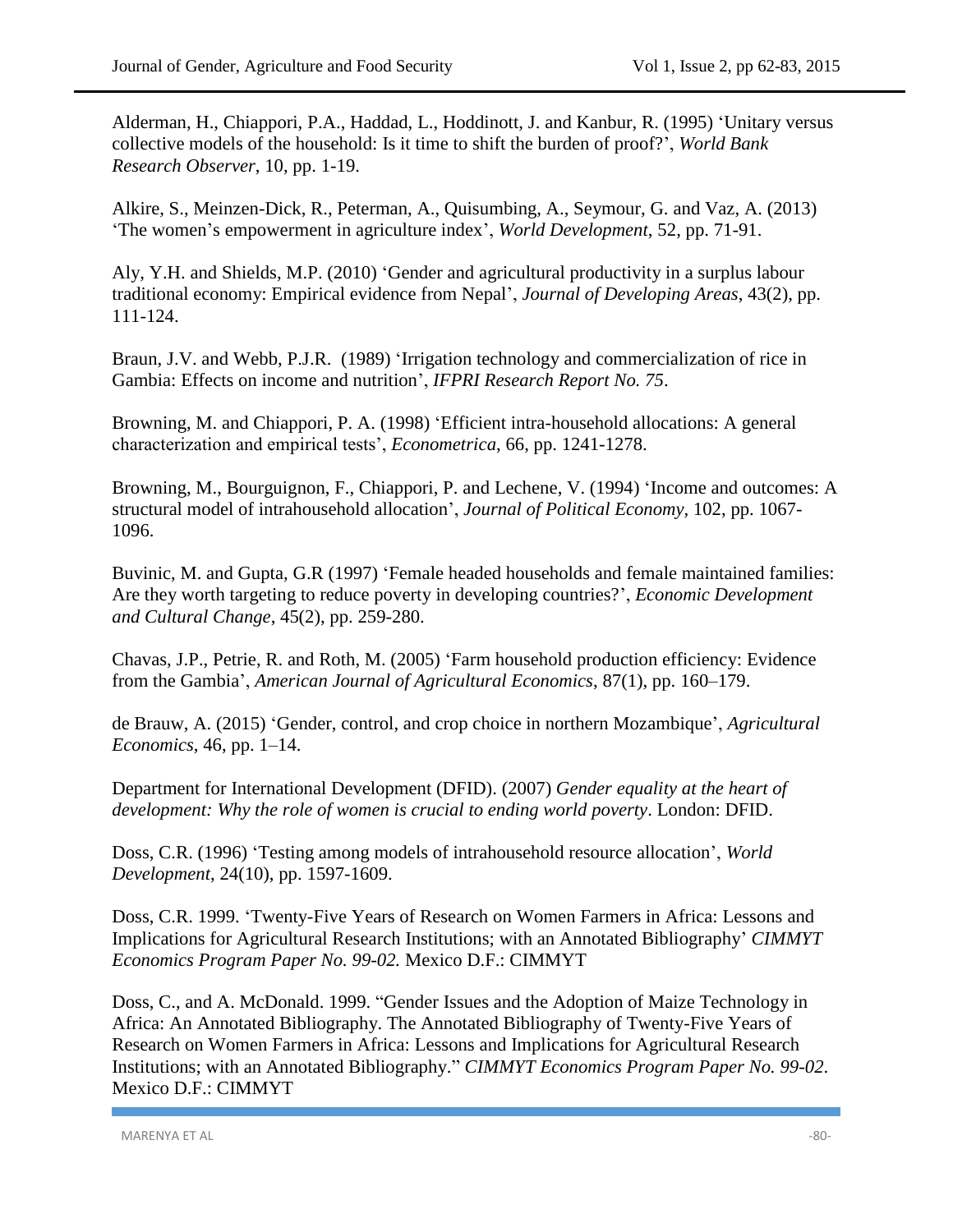Alderman, H., Chiappori, P.A., Haddad, L., Hoddinott, J. and Kanbur, R. (1995) 'Unitary versus collective models of the household: Is it time to shift the burden of proof?', *World Bank Research Observer*, 10, pp. 1-19.

Alkire, S., Meinzen-Dick, R., Peterman, A., Quisumbing, A., Seymour, G. and Vaz, A. (2013) 'The women's empowerment in agriculture index', *World Development*, 52, pp. 71-91.

Aly, Y.H. and Shields, M.P. (2010) 'Gender and agricultural productivity in a surplus labour traditional economy: Empirical evidence from Nepal', *Journal of Developing Areas*, 43(2), pp. 111-124.

Braun, J.V. and Webb, P.J.R. (1989) 'Irrigation technology and commercialization of rice in Gambia: Effects on income and nutrition', *IFPRI Research Report No. 75*.

Browning, M. and Chiappori, P. A. (1998) 'Efficient intra-household allocations: A general characterization and empirical tests', *Econometrica*, 66, pp. 1241-1278.

Browning, M., Bourguignon, F., Chiappori, P. and Lechene, V. (1994) 'Income and outcomes: A structural model of intrahousehold allocation', *Journal of Political Economy*, 102, pp. 1067-1096.

Buvinic, M. and Gupta, G.R (1997) 'Female headed households and female maintained families: Are they worth targeting to reduce poverty in developing countries?', *Economic Development and Cultural Change*, 45(2), pp. 259-280.

Chavas, J.P., Petrie, R. and Roth, M. (2005) 'Farm household production efficiency: Evidence from the Gambia', *American Journal of Agricultural Economics*, 87(1), pp. 160–179.

de Brauw, A. (2015) 'Gender, control, and crop choice in northern Mozambique', *Agricultural Economics*, 46, pp. 1–14.

Department for International Development (DFID). (2007) *Gender equality at the heart of development: Why the role of women is crucial to ending world poverty*. London: DFID.

Doss, C.R. (1996) 'Testing among models of intrahousehold resource allocation', *World Development*, 24(10), pp. 1597-1609.

Doss, C.R. 1999. 'Twenty-Five Years of Research on Women Farmers in Africa: Lessons and Implications for Agricultural Research Institutions; with an Annotated Bibliography' *CIMMYT Economics Program Paper No. 99-02.* Mexico D.F.: CIMMYT

Doss, C., and A. McDonald. 1999. "Gender Issues and the Adoption of Maize Technology in Africa: An Annotated Bibliography. The Annotated Bibliography of Twenty-Five Years of Research on Women Farmers in Africa: Lessons and Implications for Agricultural Research Institutions; with an Annotated Bibliography." *CIMMYT Economics Program Paper No. 99-02*. Mexico D.F.: CIMMYT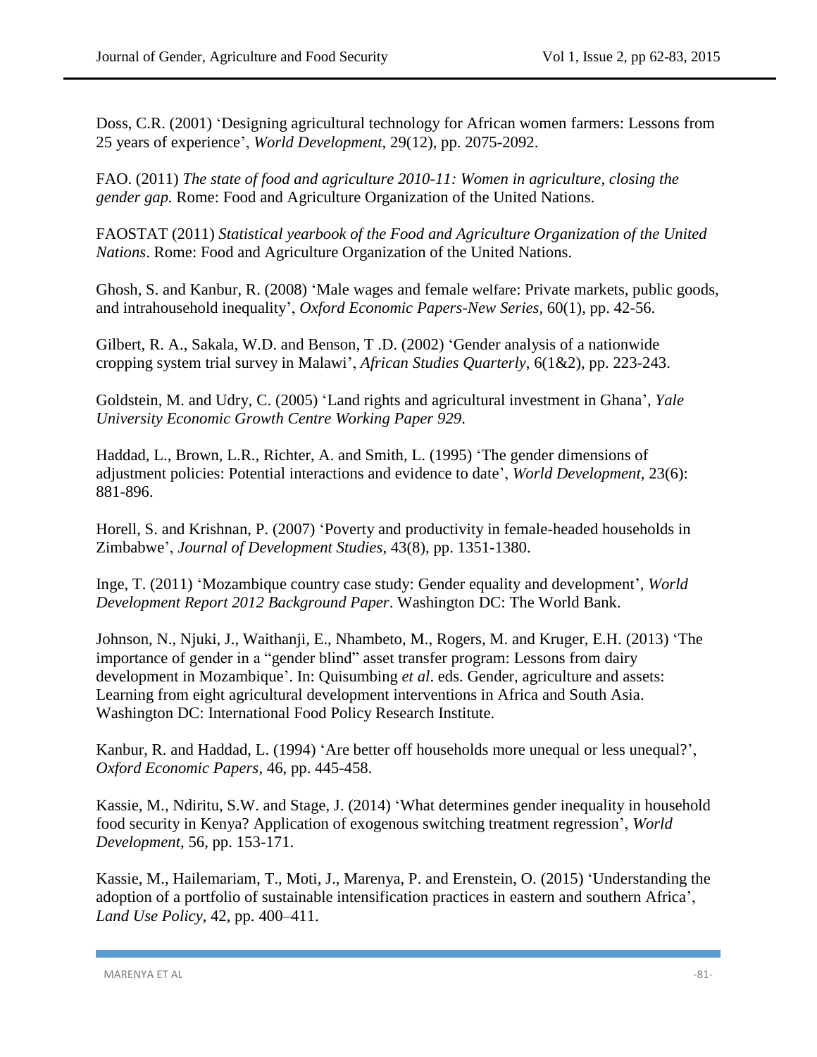Doss, C.R. (2001) 'Designing agricultural technology for African women farmers: Lessons from 25 years of experience', *World Development*, 29(12), pp. 2075-2092.

FAO. (2011) *The state of food and agriculture 2010-11: Women in agriculture, closing the gender gap.* Rome: Food and Agriculture Organization of the United Nations.

FAOSTAT (2011) *Statistical yearbook of the Food and Agriculture Organization of the United Nations*. Rome: Food and Agriculture Organization of the United Nations.

Ghosh, S. and Kanbur, R. (2008) 'Male wages and female welfare: Private markets, public goods, and intrahousehold inequality', *Oxford Economic Papers-New Series*, 60(1), pp. 42-56.

Gilbert, R. A., Sakala, W.D. and Benson, T .D. (2002) 'Gender analysis of a nationwide cropping system trial survey in Malawi', *African Studies Quarterly*, 6(1&2), pp. 223-243.

Goldstein, M. and Udry, C. (2005) 'Land rights and agricultural investment in Ghana', *Yale University Economic Growth Centre Working Paper 929*.

Haddad, L., Brown, L.R., Richter, A. and Smith, L. (1995) 'The gender dimensions of adjustment policies: Potential interactions and evidence to date', *World Development*, 23(6): 881-896.

Horell, S. and Krishnan, P. (2007) 'Poverty and productivity in female-headed households in Zimbabwe', *Journal of Development Studies*, 43(8), pp. 1351-1380.

Inge, T. (2011) 'Mozambique country case study: Gender equality and development', *World Development Report 2012 Background Paper*. Washington DC: The World Bank.

Johnson, N., Njuki, J., Waithanji, E., Nhambeto, M., Rogers, M. and Kruger, E.H. (2013) 'The importance of gender in a "gender blind" asset transfer program: Lessons from dairy development in Mozambique'. In: Quisumbing *et al*. eds. Gender, agriculture and assets: Learning from eight agricultural development interventions in Africa and South Asia. Washington DC: International Food Policy Research Institute.

Kanbur, R. and Haddad, L. (1994) 'Are better off households more unequal or less unequal?', *Oxford Economic Papers*, 46, pp. 445-458.

Kassie, M., Ndiritu, S.W. and Stage, J. (2014) 'What determines gender inequality in household food security in Kenya? Application of exogenous switching treatment regression', *World Development*, 56, pp. 153-171.

Kassie, M., Hailemariam, T., Moti, J., Marenya, P. and Erenstein, O. (2015) 'Understanding the adoption of a portfolio of sustainable intensification practices in eastern and southern Africa', *Land Use Policy*, 42, pp. 400–411.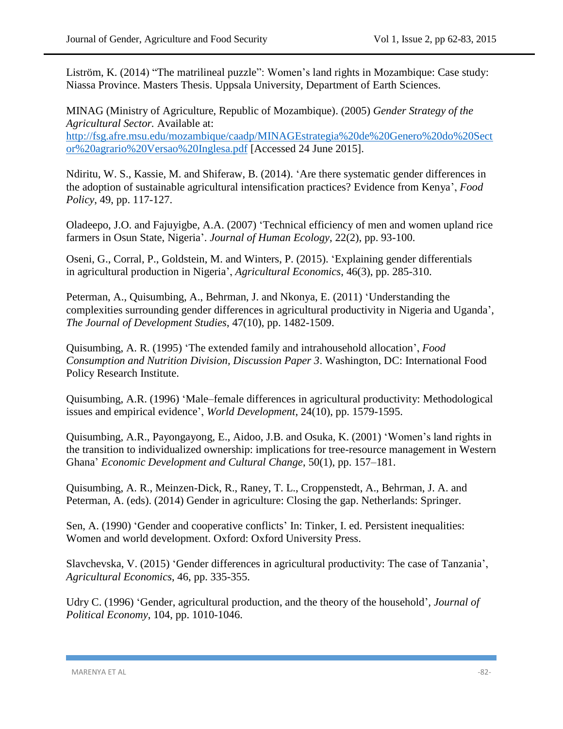Liström, K. (2014) “The matrilineal puzzle”: Women’s land rights in Mozambique: Case study: Niassa Province. Masters Thesis. Uppsala University, Department of Earth Sciences.

MINAG (Ministry of Agriculture, Republic of Mozambique). (2005) *Gender Strategy of the Agricultural Sector.* Available at: [http://fsg.afre.msu.edu/mozambique/caadp/MINAGEstrategia%20de%20Genero%20do%20Sector%20agrario%20Versao%20Inglesa.pdf](http://fsg.afre.msu.edu/mozambique/caadp/MINAGEstrategia%20de%20Genero%20do%20Sector%20agrario%20Versao%20Inglesa.pdf) [Accessed 24 June 2015].

Ndiritu, W. S., Kassie, M. and Shiferaw, B. (2014). ‘Are there systematic gender differences in the adoption of sustainable agricultural intensification practices? Evidence from Kenya’, *Food Policy*, 49, pp. 117-127.

Oladeepo, J.O. and Fajuyigbe, A.A. (2007) ‘Technical efficiency of men and women upland rice farmers in Osun State, Nigeria’. *Journal of Human Ecology*, 22(2), pp. 93-100.

Oseni, G., Corral, P., Goldstein, M. and Winters, P. (2015). ‘Explaining gender differentials in agricultural production in Nigeria’, *Agricultural Economics*, 46(3), pp. 285-310.

Peterman, A., Quisumbing, A., Behrman, J. and Nkonya, E. (2011) ‘Understanding the complexities surrounding gender differences in agricultural productivity in Nigeria and Uganda’, *The Journal of Development Studies*, 47(10), pp. 1482-1509.

Quisumbing, A. R. (1995) ‘The extended family and intrahousehold allocation’, *Food Consumption and Nutrition Division, Discussion Paper 3*. Washington, DC: International Food Policy Research Institute.

Quisumbing, A.R. (1996) ‘Male–female differences in agricultural productivity: Methodological issues and empirical evidence’, *World Development,* 24(10), pp. 1579-1595.

Quisumbing, A.R., Payongayong, E., Aidoo, J.B. and Osuka, K. (2001) ‘Women’s land rights in the transition to individualized ownership: implications for tree-resource management in Western Ghana’ *Economic Development and Cultural Change*, 50(1), pp. 157–181.

Quisumbing, A. R., Meinzen-Dick, R., Raney, T. L., Croppenstedt, A., Behrman, J. A. and Peterman, A. (eds). (2014) Gender in agriculture: Closing the gap. Netherlands: Springer.

Sen, A. (1990) ‘Gender and cooperative conflicts’ In: Tinker, I. ed. Persistent inequalities: Women and world development. Oxford: Oxford University Press.

Slavchevska, V. (2015) ‘Gender differences in agricultural productivity: The case of Tanzania’, *Agricultural Economics*, 46, pp. 335-355.

Udry C. (1996) ‘Gender, agricultural production, and the theory of the household’, *Journal of Political Economy*, 104, pp. 1010-1046.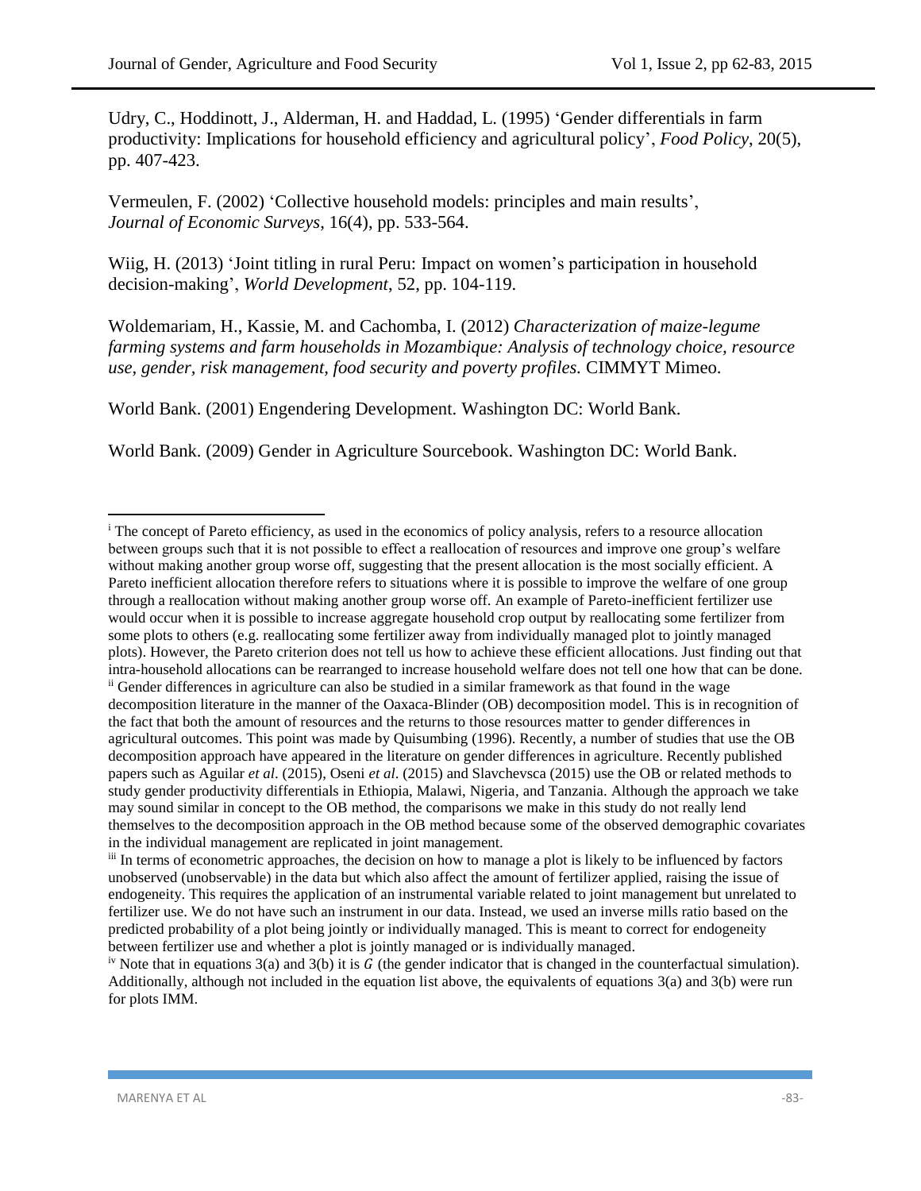Udry, C., Hoddinott, J., Alderman, H. and Haddad, L. (1995) 'Gender differentials in farm productivity: Implications for household efficiency and agricultural policy', *Food Policy*, 20(5), pp. 407-423.

Vermeulen, F. (2002) 'Collective household models: principles and main results', *Journal of Economic Surveys*, 16(4), pp. 533-564.

Wiig, H. (2013) 'Joint titling in rural Peru: Impact on women's participation in household decision-making', *World Development*, 52, pp. 104-119.

Woldemariam, H., Kassie, M. and Cachomba, I. (2012) *Characterization of maize-legume farming systems and farm households in Mozambique: Analysis of technology choice, resource use, gender, risk management, food security and poverty profiles.* CIMMYT Mimeo.

World Bank. (2001) Engendering Development. Washington DC: World Bank.

World Bank. (2009) Gender in Agriculture Sourcebook. Washington DC: World Bank.

---

[i] The concept of Pareto efficiency, as used in the economics of policy analysis, refers to a resource allocation between groups such that it is not possible to effect a reallocation of resources and improve one group's welfare without making another group worse off, suggesting that the present allocation is the most socially efficient. A Pareto inefficient allocation therefore refers to situations where it is possible to improve the welfare of one group through a reallocation without making another group worse off. An example of Pareto-inefficient fertilizer use would occur when it is possible to increase aggregate household crop output by reallocating some fertilizer from some plots to others (e.g. reallocating some fertilizer away from individually managed plot to jointly managed plots). However, the Pareto criterion does not tell us how to achieve these efficient allocations. Just finding out that intra-household allocations can be rearranged to increase household welfare does not tell one how that can be done.

[ii] Gender differences in agriculture can also be studied in a similar framework as that found in the wage decomposition literature in the manner of the Oaxaca-Blinder (OB) decomposition model. This is in recognition of the fact that both the amount of resources and the returns to those resources matter to gender differences in agricultural outcomes. This point was made by Quisumbing (1996). Recently, a number of studies that use the OB decomposition approach have appeared in the literature on gender differences in agriculture. Recently published papers such as Aguilar *et al*. (2015), Oseni *et al*. (2015) and Slavchevsca (2015) use the OB or related methods to study gender productivity differentials in Ethiopia, Malawi, Nigeria, and Tanzania. Although the approach we take may sound similar in concept to the OB method, the comparisons we make in this study do not really lend themselves to the decomposition approach in the OB method because some of the observed demographic covariates in the individual management are replicated in joint management.

[iii] In terms of econometric approaches, the decision on how to manage a plot is likely to be influenced by factors unobserved (unobservable) in the data but which also affect the amount of fertilizer applied, raising the issue of endogeneity. This requires the application of an instrumental variable related to joint management but unrelated to fertilizer use. We do not have such an instrument in our data. Instead, we used an inverse mills ratio based on the predicted probability of a plot being jointly or individually managed. This is meant to correct for endogeneity between fertilizer use and whether a plot is jointly managed or is individually managed.

[iv] Note that in equations 3(a) and 3(b) it is $G$ (the gender indicator that is changed in the counterfactual simulation). Additionally, although not included in the equation list above, the equivalents of equations 3(a) and 3(b) were run for plots IMM.